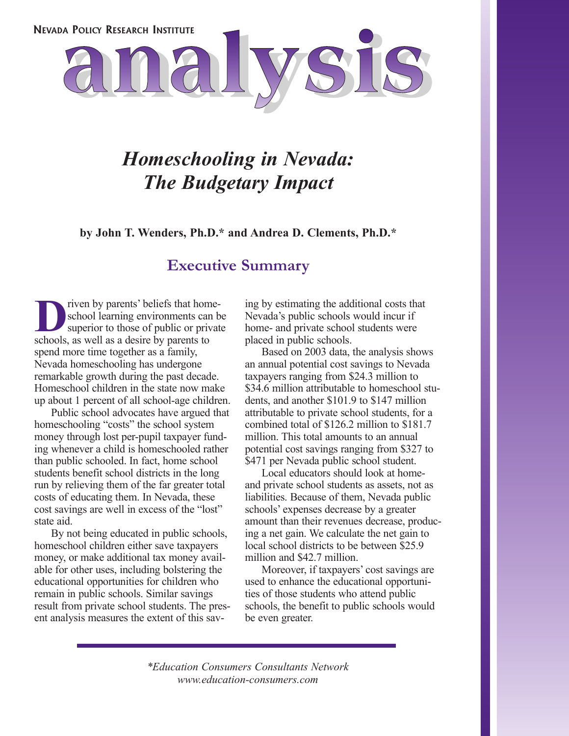NEVADA POLICY RESEARCH INSTITUTE

# analysis

# *Homeschooling in Nevada: The Budgetary Impact*

**by John T. Wenders, Ph.D.\* and Andrea D. Clements, Ph.D.\***

## Executive Summary

Driven by parents' beliefs that home-school learning environments can be superior to those of public or private schools, as well as a desire by parents to spend more time together as a family, Nevada homeschooling has undergone remarkable growth during the past decade. Homeschool children in the state now make up about 1 percent of all school-age children.

Public school advocates have argued that homeschooling "costs" the school system money through lost per-pupil taxpayer funding whenever a child is homeschooled rather than public schooled. In fact, home school students benefit school districts in the long run by relieving them of the far greater total costs of educating them. In Nevada, these cost savings are well in excess of the "lost" state aid.

By not being educated in public schools, homeschool children either save taxpayers money, or make additional tax money available for other uses, including bolstering the educational opportunities for children who remain in public schools. Similar savings result from private school students. The present analysis measures the extent of this saving by estimating the additional costs that Nevada's public schools would incur if home- and private school students were placed in public schools.

Based on 2003 data, the analysis shows an annual potential cost savings to Nevada taxpayers ranging from $24.3 million to $34.6 million attributable to homeschool students, and another $101.9 to $147 million attributable to private school students, for a combined total of $126.2 million to $181.7 million. This total amounts to an annual potential cost savings ranging from $327 to $471 per Nevada public school student.

Local educators should look at home- and private school students as assets, not as liabilities. Because of them, Nevada public schools' expenses decrease by a greater amount than their revenues decrease, producing a net gain. We calculate the net gain to local school districts to be between $25.9 million and $42.7 million.

Moreover, if taxpayers' cost savings are used to enhance the educational opportunities of those students who attend public schools, the benefit to public schools would be even greater.

*\*Education Consumers Consultants Network*
*www.education-consumers.com*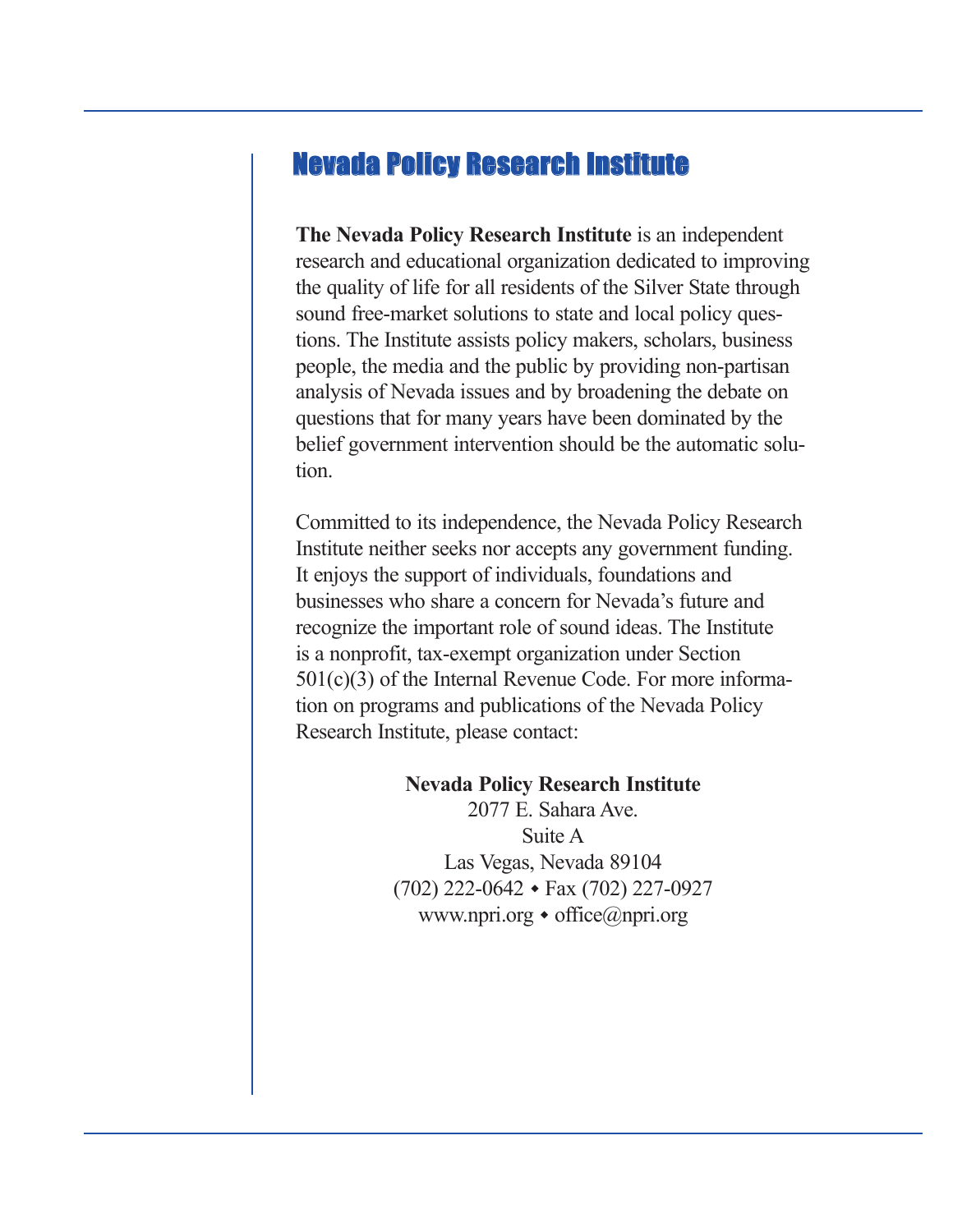# Nevada Policy Research Institute

**The Nevada Policy Research Institute** is an independent research and educational organization dedicated to improving the quality of life for all residents of the Silver State through sound free-market solutions to state and local policy questions. The Institute assists policy makers, scholars, business people, the media and the public by providing non-partisan analysis of Nevada issues and by broadening the debate on questions that for many years have been dominated by the belief government intervention should be the automatic solution.

Committed to its independence, the Nevada Policy Research Institute neither seeks nor accepts any government funding. It enjoys the support of individuals, foundations and businesses who share a concern for Nevada's future and recognize the important role of sound ideas. The Institute is a nonprofit, tax-exempt organization under Section 501(c)(3) of the Internal Revenue Code. For more information on programs and publications of the Nevada Policy Research Institute, please contact:

**Nevada Policy Research Institute**
2077 E. Sahara Ave.
Suite A
Las Vegas, Nevada 89104
(702) 222-0642 ◆ Fax (702) 227-0927
www.npri.org ◆ office@npri.org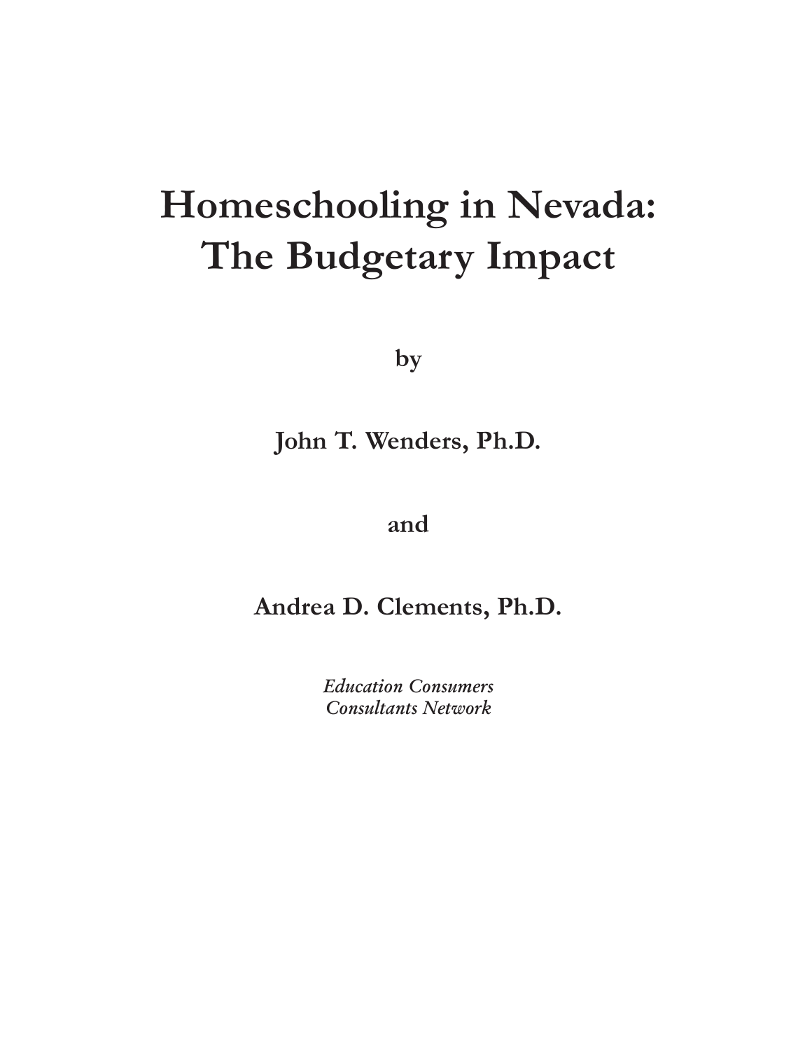# Homeschooling in Nevada: The Budgetary Impact

**by**

**John T. Wenders, Ph.D.**

**and**

**Andrea D. Clements, Ph.D.**

*Education Consumers Consultants Network*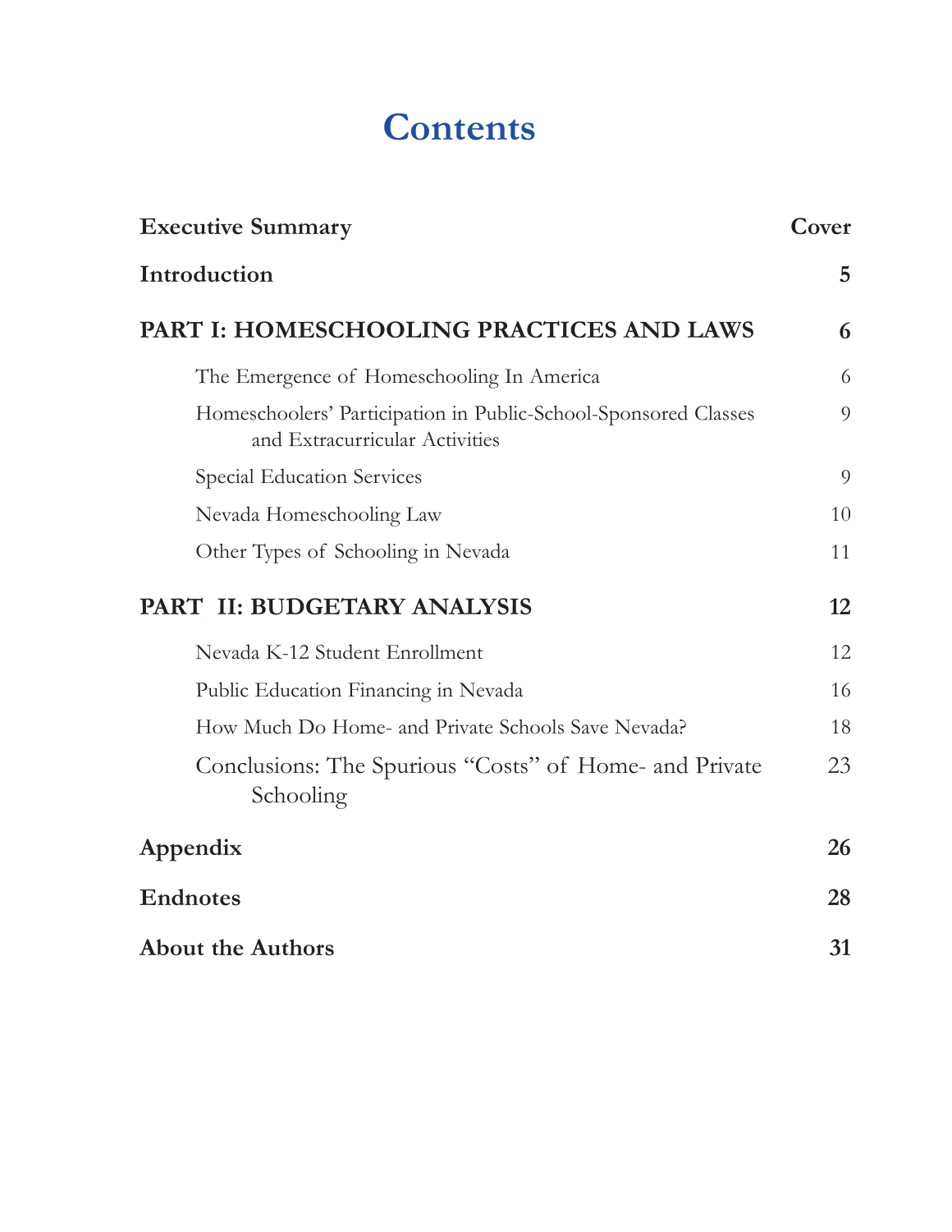# Contents

| | |
|---|---|
| **Executive Summary** | **Cover** |
| **Introduction** | **5** |
| **PART I: HOMESCHOOLING PRACTICES AND LAWS** | **6** |
| The Emergence of Homeschooling In America | 6 |
| Homeschoolers' Participation in Public-School-Sponsored Classes and Extracurricular Activities | 9 |
| Special Education Services | 9 |
| Nevada Homeschooling Law | 10 |
| Other Types of Schooling in Nevada | 11 |
| **PART II: BUDGETARY ANALYSIS** | **12** |
| Nevada K-12 Student Enrollment | 12 |
| Public Education Financing in Nevada | 16 |
| How Much Do Home- and Private Schools Save Nevada? | 18 |
| Conclusions: The Spurious "Costs" of Home- and Private Schooling | 23 |
| **Appendix** | **26** |
| **Endnotes** | **28** |
| **About the Authors** | **31** |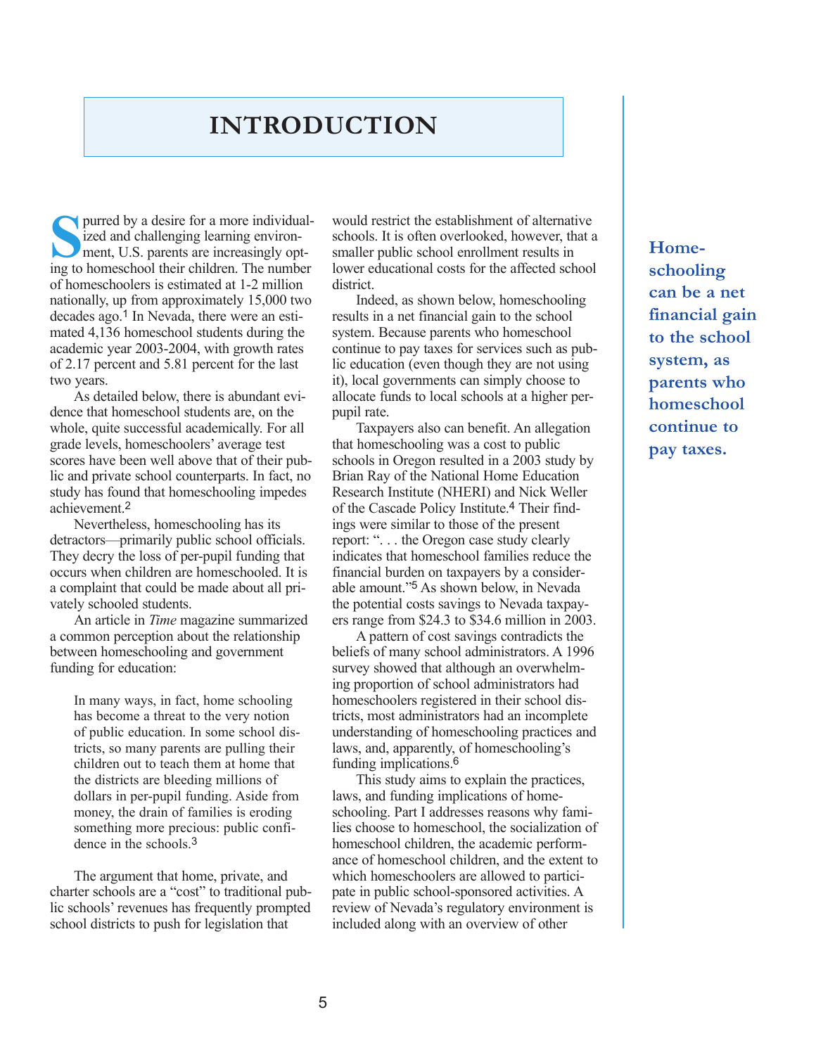# INTRODUCTION

Spurred by a desire for a more individualized and challenging learning environment, U.S. parents are increasingly opting to homeschool their children. The number of homeschoolers is estimated at 1-2 million nationally, up from approximately 15,000 two decades ago.[1] In Nevada, there were an estimated 4,136 homeschool students during the academic year 2003-2004, with growth rates of 2.17 percent and 5.81 percent for the last two years.

As detailed below, there is abundant evidence that homeschool students are, on the whole, quite successful academically. For all grade levels, homeschoolers' average test scores have been well above that of their public and private school counterparts. In fact, no study has found that homeschooling impedes achievement.[2]

Nevertheless, homeschooling has its detractors—primarily public school officials. They decry the loss of per-pupil funding that occurs when children are homeschooled. It is a complaint that could be made about all privately schooled students.

An article in *Time* magazine summarized a common perception about the relationship between homeschooling and government funding for education:

> In many ways, in fact, home schooling has become a threat to the very notion of public education. In some school districts, so many parents are pulling their children out to teach them at home that the districts are bleeding millions of dollars in per-pupil funding. Aside from money, the drain of families is eroding something more precious: public confidence in the schools.[3]

The argument that home, private, and charter schools are a "cost" to traditional public schools' revenues has frequently prompted school districts to push for legislation that would restrict the establishment of alternative schools. It is often overlooked, however, that a smaller public school enrollment results in lower educational costs for the affected school district.

Indeed, as shown below, homeschooling results in a net financial gain to the school system. Because parents who homeschool continue to pay taxes for services such as public education (even though they are not using it), local governments can simply choose to allocate funds to local schools at a higher per-pupil rate.

Taxpayers also can benefit. An allegation that homeschooling was a cost to public schools in Oregon resulted in a 2003 study by Brian Ray of the National Home Education Research Institute (NHERI) and Nick Weller of the Cascade Policy Institute.[4] Their findings were similar to those of the present report: ". . . the Oregon case study clearly indicates that homeschool families reduce the financial burden on taxpayers by a considerable amount."[5] As shown below, in Nevada the potential costs savings to Nevada taxpayers range from $24.3 to $34.6 million in 2003.

A pattern of cost savings contradicts the beliefs of many school administrators. A 1996 survey showed that although an overwhelming proportion of school administrators had homeschoolers registered in their school districts, most administrators had an incomplete understanding of homeschooling practices and laws, and, apparently, of homeschooling's funding implications.[6]

This study aims to explain the practices, laws, and funding implications of homeschooling. Part I addresses reasons why families choose to homeschool, the socialization of homeschool children, the academic performance of homeschool children, and the extent to which homeschoolers are allowed to participate in public school-sponsored activities. A review of Nevada's regulatory environment is included along with an overview of other

**Homeschooling can be a net financial gain to the school system, as parents who homeschool continue to pay taxes.**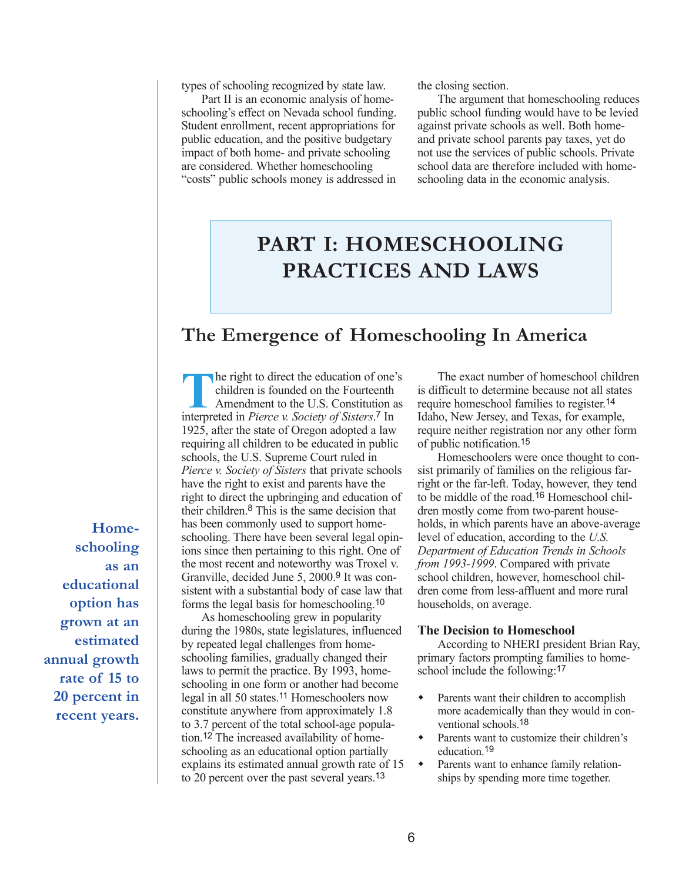types of schooling recognized by state law.

Part II is an economic analysis of homeschooling's effect on Nevada school funding. Student enrollment, recent appropriations for public education, and the positive budgetary impact of both home- and private schooling are considered. Whether homeschooling "costs" public schools money is addressed in the closing section.

The argument that homeschooling reduces public school funding would have to be levied against private schools as well. Both home- and private school parents pay taxes, yet do not use the services of public schools. Private school data are therefore included with homeschooling data in the economic analysis.

# PART I: HOMESCHOOLING PRACTICES AND LAWS

## The Emergence of Homeschooling In America

The right to direct the education of one's children is founded on the Fourteenth Amendment to the U.S. Constitution as interpreted in *Pierce v. Society of Sisters*.[7] In 1925, after the state of Oregon adopted a law requiring all children to be educated in public schools, the U.S. Supreme Court ruled in *Pierce v. Society of Sisters* that private schools have the right to exist and parents have the right to direct the upbringing and education of their children.[8] This is the same decision that has been commonly used to support homeschooling. There have been several legal opinions since then pertaining to this right. One of the most recent and noteworthy was Troxel v. Granville, decided June 5, 2000.[9] It was consistent with a substantial body of case law that forms the legal basis for homeschooling.[10]

As homeschooling grew in popularity during the 1980s, state legislatures, influenced by repeated legal challenges from homeschooling families, gradually changed their laws to permit the practice. By 1993, homeschooling in one form or another had become legal in all 50 states.[11] Homeschoolers now constitute anywhere from approximately 1.8 to 3.7 percent of the total school-age population.[12] The increased availability of homeschooling as an educational option partially explains its estimated annual growth rate of 15 to 20 percent over the past several years.[13]

**Homeschooling as an educational option has grown at an estimated annual growth rate of 15 to 20 percent in recent years.**

The exact number of homeschool children is difficult to determine because not all states require homeschool families to register.[14] Idaho, New Jersey, and Texas, for example, require neither registration nor any other form of public notification.[15]

Homeschoolers were once thought to consist primarily of families on the religious far-right or the far-left. Today, however, they tend to be middle of the road.[16] Homeschool children mostly come from two-parent households, in which parents have an above-average level of education, according to the *U.S. Department of Education Trends in Schools from 1993-1999*. Compared with private school children, however, homeschool children come from less-affluent and more rural households, on average.

### The Decision to Homeschool

According to NHERI president Brian Ray, primary factors prompting families to homeschool include the following:[17]

- Parents want their children to accomplish more academically than they would in conventional schools.[18]
- Parents want to customize their children's education.[19]
- Parents want to enhance family relationships by spending more time together.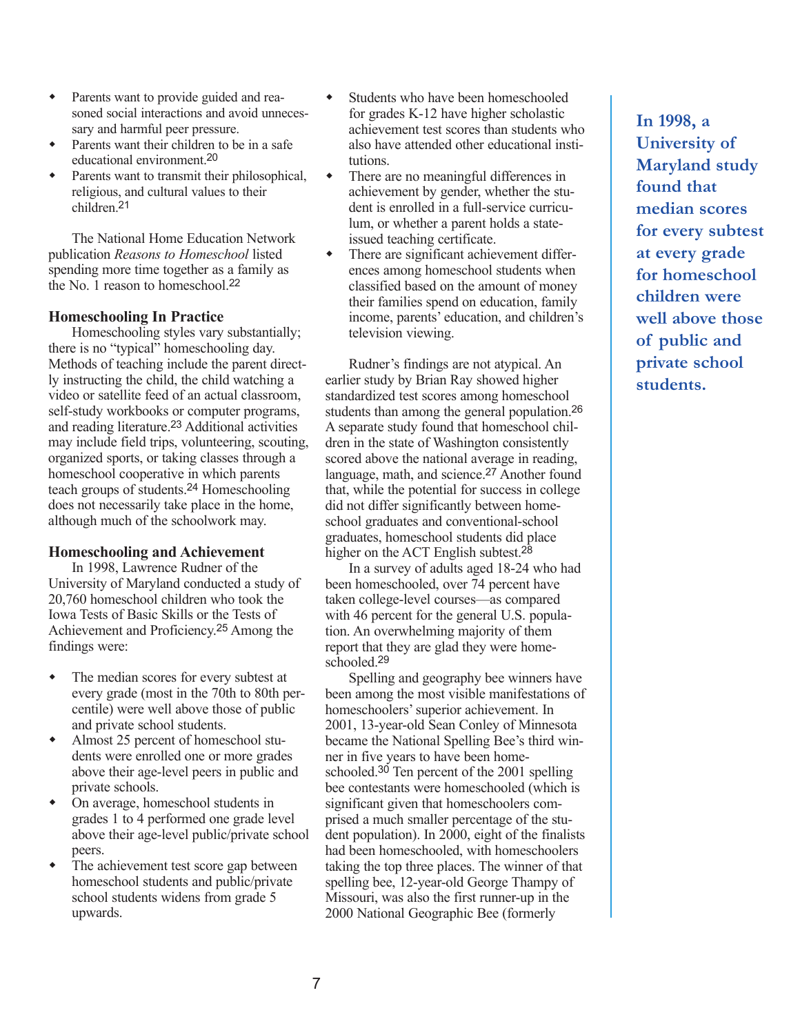- Parents want to provide guided and reasoned social interactions and avoid unnecessary and harmful peer pressure.
- Parents want their children to be in a safe educational environment.[20]
- Parents want to transmit their philosophical, religious, and cultural values to their children.[21]

The National Home Education Network publication *Reasons to Homeschool* listed spending more time together as a family as the No. 1 reason to homeschool.[22]

### Homeschooling In Practice

Homeschooling styles vary substantially; there is no "typical" homeschooling day. Methods of teaching include the parent directly instructing the child, the child watching a video or satellite feed of an actual classroom, self-study workbooks or computer programs, and reading literature.[23] Additional activities may include field trips, volunteering, scouting, organized sports, or taking classes through a homeschool cooperative in which parents teach groups of students.[24] Homeschooling does not necessarily take place in the home, although much of the schoolwork may.

### Homeschooling and Achievement

In 1998, Lawrence Rudner of the University of Maryland conducted a study of 20,760 homeschool children who took the Iowa Tests of Basic Skills or the Tests of Achievement and Proficiency.[25] Among the findings were:

- The median scores for every subtest at every grade (most in the 70th to 80th percentile) were well above those of public and private school students.
- Almost 25 percent of homeschool students were enrolled one or more grades above their age-level peers in public and private schools.
- On average, homeschool students in grades 1 to 4 performed one grade level above their age-level public/private school peers.
- The achievement test score gap between homeschool students and public/private school students widens from grade 5 upwards.
- Students who have been homeschooled for grades K-12 have higher scholastic achievement test scores than students who also have attended other educational institutions.
- There are no meaningful differences in achievement by gender, whether the student is enrolled in a full-service curriculum, or whether a parent holds a state-issued teaching certificate.
- There are significant achievement differences among homeschool students when classified based on the amount of money their families spend on education, family income, parents' education, and children's television viewing.

Rudner's findings are not atypical. An earlier study by Brian Ray showed higher standardized test scores among homeschool students than among the general population.[26] A separate study found that homeschool children in the state of Washington consistently scored above the national average in reading, language, math, and science.[27] Another found that, while the potential for success in college did not differ significantly between homeschool graduates and conventional-school graduates, homeschool students did place higher on the ACT English subtest.[28]

In a survey of adults aged 18-24 who had been homeschooled, over 74 percent have taken college-level courses—as compared with 46 percent for the general U.S. population. An overwhelming majority of them report that they are glad they were homeschooled.[29]

Spelling and geography bee winners have been among the most visible manifestations of homeschoolers' superior achievement. In 2001, 13-year-old Sean Conley of Minnesota became the National Spelling Bee's third winner in five years to have been homeschooled.[30] Ten percent of the 2001 spelling bee contestants were homeschooled (which is significant given that homeschoolers comprised a much smaller percentage of the student population). In 2000, eight of the finalists had been homeschooled, with homeschoolers taking the top three places. The winner of that spelling bee, 12-year-old George Thampy of Missouri, was also the first runner-up in the 2000 National Geographic Bee (formerly

**In 1998, a University of Maryland study found that median scores for every subtest at every grade for homeschool children were well above those of public and private school students.**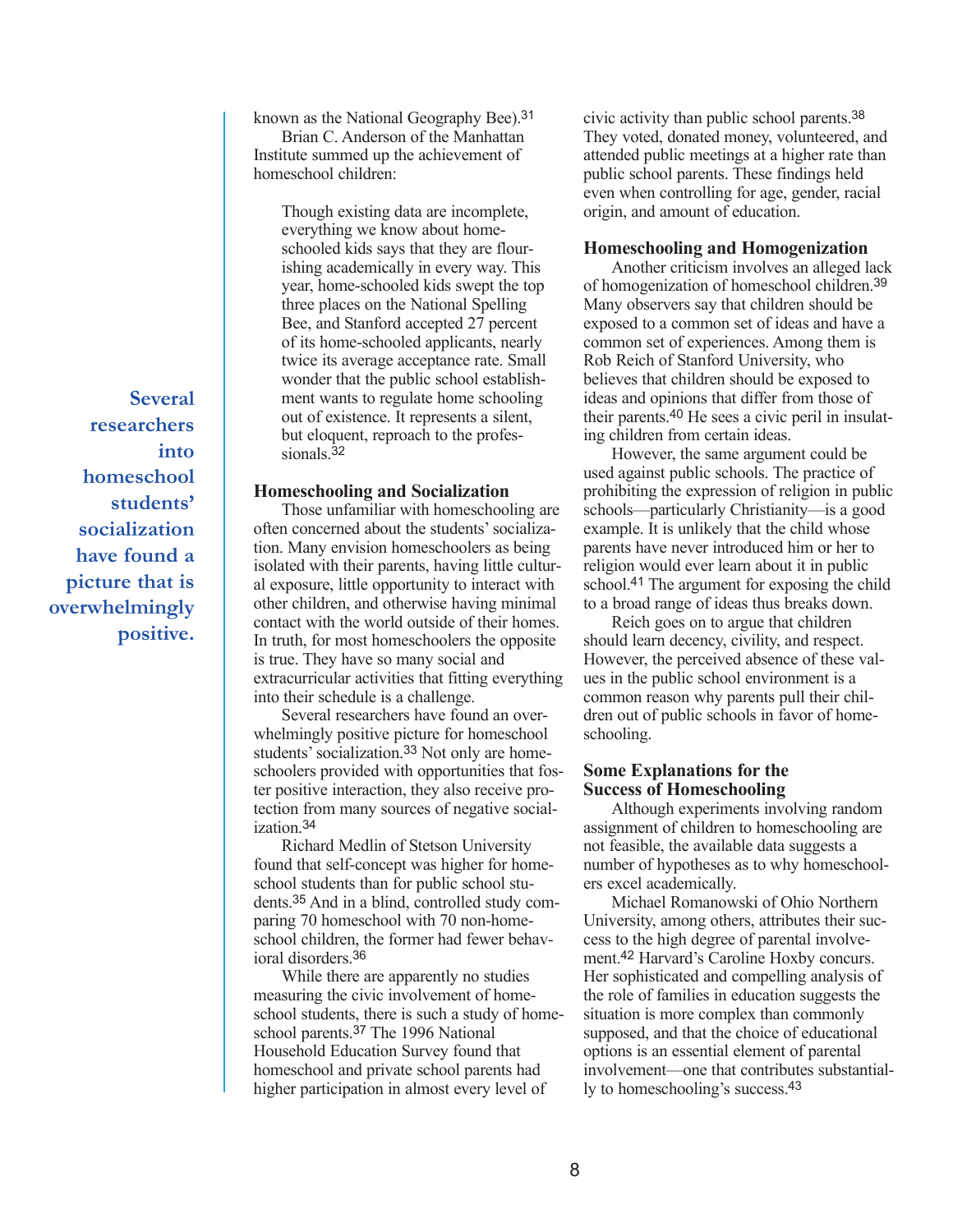known as the National Geography Bee).[31]

Brian C. Anderson of the Manhattan Institute summed up the achievement of homeschool children:

> Though existing data are incomplete, everything we know about home-schooled kids says that they are flourishing academically in every way. This year, home-schooled kids swept the top three places on the National Spelling Bee, and Stanford accepted 27 percent of its home-schooled applicants, nearly twice its average acceptance rate. Small wonder that the public school establishment wants to regulate home schooling out of existence. It represents a silent, but eloquent, reproach to the professionals.[32]

### Homeschooling and Socialization

Those unfamiliar with homeschooling are often concerned about the students' socialization. Many envision homeschoolers as being isolated with their parents, having little cultural exposure, little opportunity to interact with other children, and otherwise having minimal contact with the world outside of their homes. In truth, for most homeschoolers the opposite is true. They have so many social and extracurricular activities that fitting everything into their schedule is a challenge.

**Several researchers into homeschool students' socialization have found a picture that is overwhelmingly positive.**

Several researchers have found an overwhelmingly positive picture for homeschool students' socialization.[33] Not only are homeschoolers provided with opportunities that foster positive interaction, they also receive protection from many sources of negative socialization.[34]

Richard Medlin of Stetson University found that self-concept was higher for homeschool students than for public school students.[35] And in a blind, controlled study comparing 70 homeschool with 70 non-homeschool children, the former had fewer behavioral disorders.[36]

While there are apparently no studies measuring the civic involvement of homeschool students, there is such a study of homeschool parents.[37] The 1996 National Household Education Survey found that homeschool and private school parents had higher participation in almost every level of civic activity than public school parents.[38] They voted, donated money, volunteered, and attended public meetings at a higher rate than public school parents. These findings held even when controlling for age, gender, racial origin, and amount of education.

### Homeschooling and Homogenization

Another criticism involves an alleged lack of homogenization of homeschool children.[39] Many observers say that children should be exposed to a common set of ideas and have a common set of experiences. Among them is Rob Reich of Stanford University, who believes that children should be exposed to ideas and opinions that differ from those of their parents.[40] He sees a civic peril in insulating children from certain ideas.

However, the same argument could be used against public schools. The practice of prohibiting the expression of religion in public schools—particularly Christianity—is a good example. It is unlikely that the child whose parents have never introduced him or her to religion would ever learn about it in public school.[41] The argument for exposing the child to a broad range of ideas thus breaks down.

Reich goes on to argue that children should learn decency, civility, and respect. However, the perceived absence of these values in the public school environment is a common reason why parents pull their children out of public schools in favor of homeschooling.

### Some Explanations for the Success of Homeschooling

Although experiments involving random assignment of children to homeschooling are not feasible, the available data suggests a number of hypotheses as to why homeschoolers excel academically.

Michael Romanowski of Ohio Northern University, among others, attributes their success to the high degree of parental involvement.[42] Harvard's Caroline Hoxby concurs. Her sophisticated and compelling analysis of the role of families in education suggests the situation is more complex than commonly supposed, and that the choice of educational options is an essential element of parental involvement—one that contributes substantially to homeschooling's success.[43]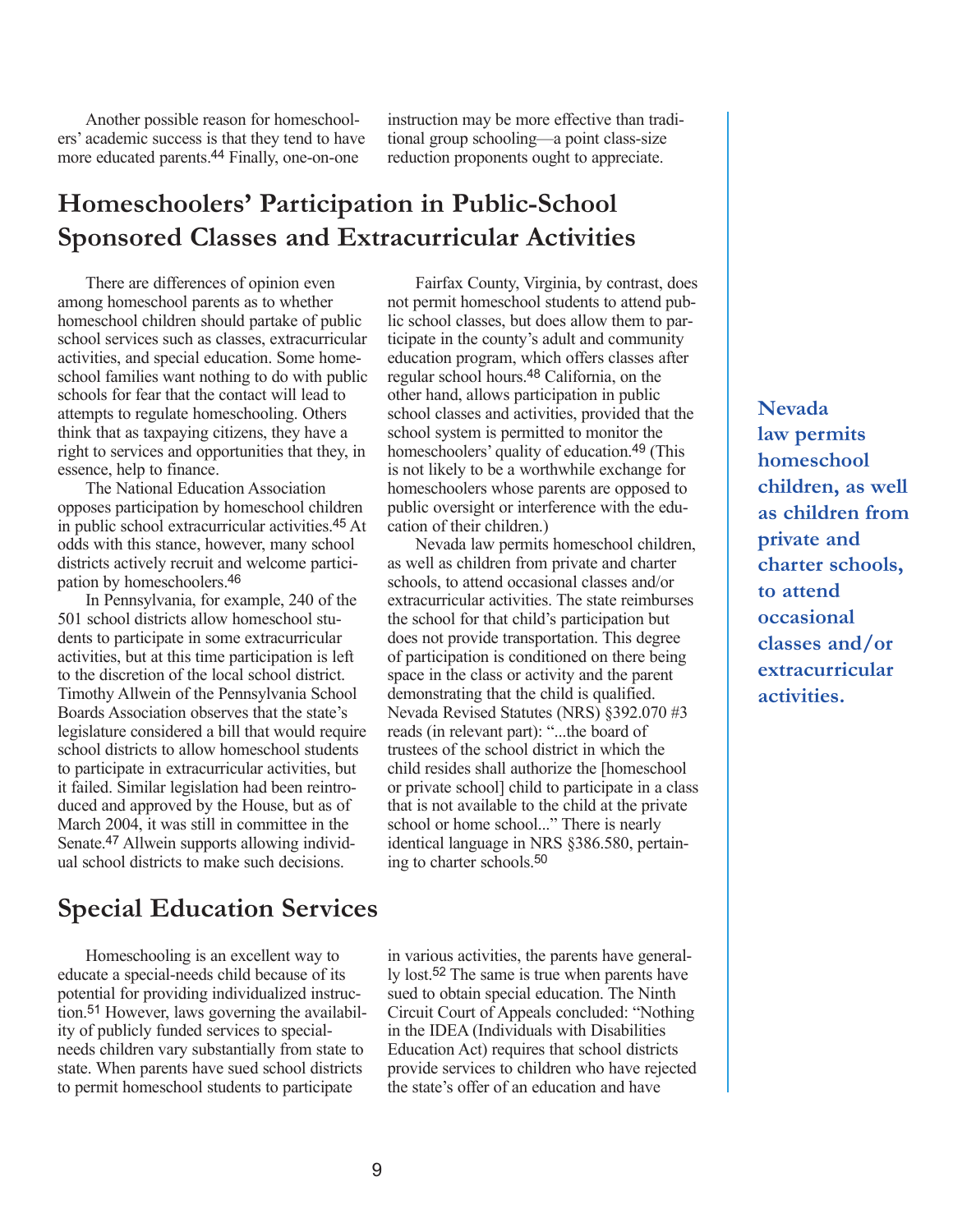Another possible reason for homeschoolers' academic success is that they tend to have more educated parents.[44] Finally, one-on-one instruction may be more effective than traditional group schooling—a point class-size reduction proponents ought to appreciate.

## Homeschoolers' Participation in Public-School Sponsored Classes and Extracurricular Activities

There are differences of opinion even among homeschool parents as to whether homeschool children should partake of public school services such as classes, extracurricular activities, and special education. Some homeschool families want nothing to do with public schools for fear that the contact will lead to attempts to regulate homeschooling. Others think that as taxpaying citizens, they have a right to services and opportunities that they, in essence, help to finance.

The National Education Association opposes participation by homeschool children in public school extracurricular activities.[45] At odds with this stance, however, many school districts actively recruit and welcome participation by homeschoolers.[46]

In Pennsylvania, for example, 240 of the 501 school districts allow homeschool students to participate in some extracurricular activities, but at this time participation is left to the discretion of the local school district. Timothy Allwein of the Pennsylvania School Boards Association observes that the state's legislature considered a bill that would require school districts to allow homeschool students to participate in extracurricular activities, but it failed. Similar legislation had been reintroduced and approved by the House, but as of March 2004, it was still in committee in the Senate.[47] Allwein supports allowing individual school districts to make such decisions.

Fairfax County, Virginia, by contrast, does not permit homeschool students to attend public school classes, but does allow them to participate in the county's adult and community education program, which offers classes after regular school hours.[48] California, on the other hand, allows participation in public school classes and activities, provided that the school system is permitted to monitor the homeschoolers' quality of education.[49] (This is not likely to be a worthwhile exchange for homeschoolers whose parents are opposed to public oversight or interference with the education of their children.)

Nevada law permits homeschool children, as well as children from private and charter schools, to attend occasional classes and/or extracurricular activities. The state reimburses the school for that child's participation but does not provide transportation. This degree of participation is conditioned on there being space in the class or activity and the parent demonstrating that the child is qualified. Nevada Revised Statutes (NRS) §392.070 #3 reads (in relevant part): "...the board of trustees of the school district in which the child resides shall authorize the [homeschool or private school] child to participate in a class that is not available to the child at the private school or home school..." There is nearly identical language in NRS §386.580, pertaining to charter schools.[50]

**Nevada law permits homeschool children, as well as children from private and charter schools, to attend occasional classes and/or extracurricular activities.**

## Special Education Services

Homeschooling is an excellent way to educate a special-needs child because of its potential for providing individualized instruction.[51] However, laws governing the availability of publicly funded services to special-needs children vary substantially from state to state. When parents have sued school districts to permit homeschool students to participate in various activities, the parents have generally lost.[52] The same is true when parents have sued to obtain special education. The Ninth Circuit Court of Appeals concluded: "Nothing in the IDEA (Individuals with Disabilities Education Act) requires that school districts provide services to children who have rejected the state's offer of an education and have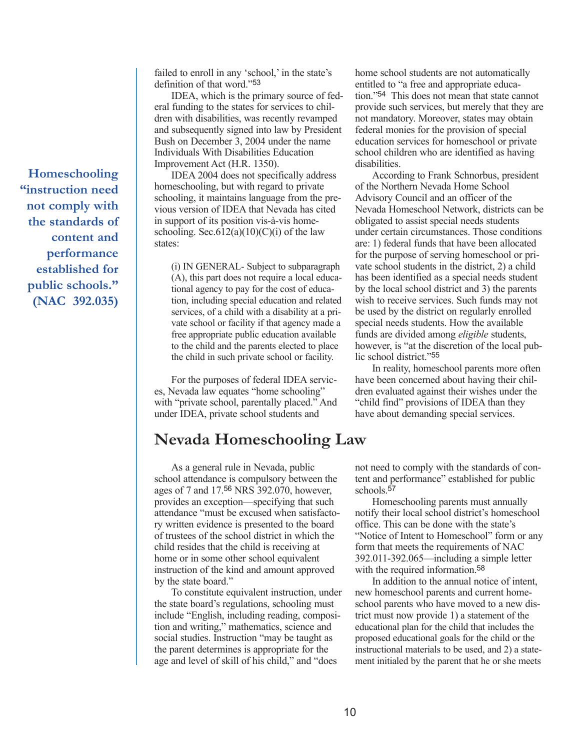failed to enroll in any 'school,' in the state's definition of that word."[53]

IDEA, which is the primary source of federal funding to the states for services to children with disabilities, was recently revamped and subsequently signed into law by President Bush on December 3, 2004 under the name Individuals With Disabilities Education Improvement Act (H.R. 1350).

**Homeschooling "instruction need not comply with the standards of content and performance established for public schools." (NAC 392.035)**

IDEA 2004 does not specifically address homeschooling, but with regard to private schooling, it maintains language from the previous version of IDEA that Nevada has cited in support of its position vis-à-vis homeschooling. Sec.612(a)(10)(C)(i) of the law states:

> (i) IN GENERAL- Subject to subparagraph (A), this part does not require a local educational agency to pay for the cost of education, including special education and related services, of a child with a disability at a private school or facility if that agency made a free appropriate public education available to the child and the parents elected to place the child in such private school or facility.

For the purposes of federal IDEA services, Nevada law equates "home schooling" with "private school, parentally placed." And under IDEA, private school students and home school students are not automatically entitled to "a free and appropriate education."[54] This does not mean that state cannot provide such services, but merely that they are not mandatory. Moreover, states may obtain federal monies for the provision of special education services for homeschool or private school children who are identified as having disabilities.

According to Frank Schnorbus, president of the Northern Nevada Home School Advisory Council and an officer of the Nevada Homeschool Network, districts can be obligated to assist special needs students under certain circumstances. Those conditions are: 1) federal funds that have been allocated for the purpose of serving homeschool or private school students in the district, 2) a child has been identified as a special needs student by the local school district and 3) the parents wish to receive services. Such funds may not be used by the district on regularly enrolled special needs students. How the available funds are divided among *eligible* students, however, is "at the discretion of the local public school district."[55]

In reality, homeschool parents more often have been concerned about having their children evaluated against their wishes under the "child find" provisions of IDEA than they have about demanding special services.

## Nevada Homeschooling Law

As a general rule in Nevada, public school attendance is compulsory between the ages of 7 and 17.[56] NRS 392.070, however, provides an exception—specifying that such attendance "must be excused when satisfactory written evidence is presented to the board of trustees of the school district in which the child resides that the child is receiving at home or in some other school equivalent instruction of the kind and amount approved by the state board."

To constitute equivalent instruction, under the state board's regulations, schooling must include "English, including reading, composition and writing," mathematics, science and social studies. Instruction "may be taught as the parent determines is appropriate for the age and level of skill of his child," and "does not need to comply with the standards of content and performance" established for public schools.[57]

Homeschooling parents must annually notify their local school district's homeschool office. This can be done with the state's "Notice of Intent to Homeschool" form or any form that meets the requirements of NAC 392.011-392.065—including a simple letter with the required information.[58]

In addition to the annual notice of intent, new homeschool parents and current homeschool parents who have moved to a new district must now provide 1) a statement of the educational plan for the child that includes the proposed educational goals for the child or the instructional materials to be used, and 2) a statement initialed by the parent that he or she meets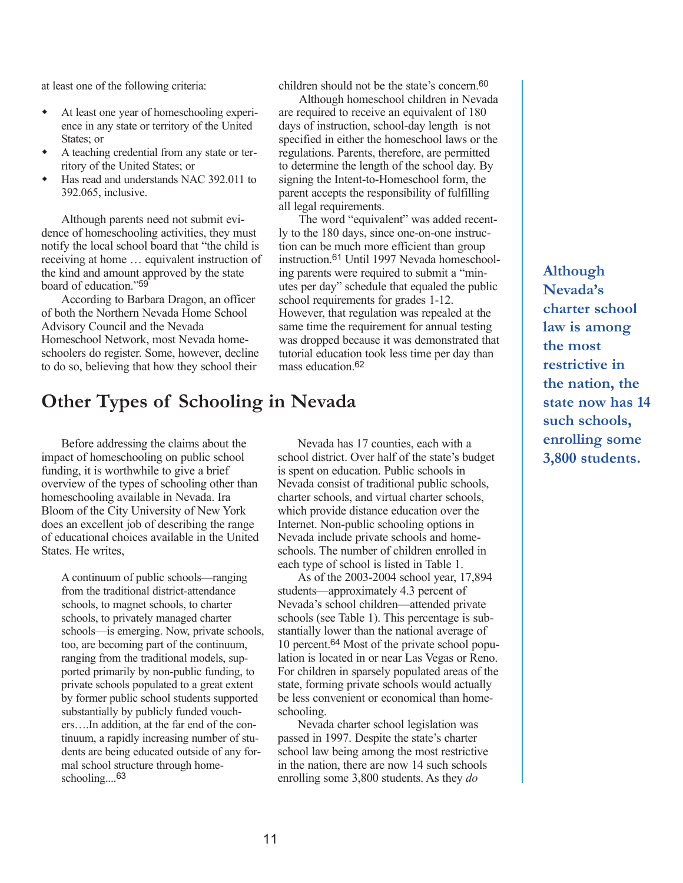at least one of the following criteria:

- At least one year of homeschooling experience in any state or territory of the United States; or
- A teaching credential from any state or territory of the United States; or
- Has read and understands NAC 392.011 to 392.065, inclusive.

Although parents need not submit evidence of homeschooling activities, they must notify the local school board that "the child is receiving at home … equivalent instruction of the kind and amount approved by the state board of education."[59]

According to Barbara Dragon, an officer of both the Northern Nevada Home School Advisory Council and the Nevada Homeschool Network, most Nevada homeschoolers do register. Some, however, decline to do so, believing that how they school their children should not be the state's concern.[60]

Although homeschool children in Nevada are required to receive an equivalent of 180 days of instruction, school-day length is not specified in either the homeschool laws or the regulations. Parents, therefore, are permitted to determine the length of the school day. By signing the Intent-to-Homeschool form, the parent accepts the responsibility of fulfilling all legal requirements.

The word "equivalent" was added recently to the 180 days, since one-on-one instruction can be much more efficient than group instruction.[61] Until 1997 Nevada homeschooling parents were required to submit a "minutes per day" schedule that equaled the public school requirements for grades 1-12. However, that regulation was repealed at the same time the requirement for annual testing was dropped because it was demonstrated that tutorial education took less time per day than mass education.[62]

## Other Types of Schooling in Nevada

Before addressing the claims about the impact of homeschooling on public school funding, it is worthwhile to give a brief overview of the types of schooling other than homeschooling available in Nevada. Ira Bloom of the City University of New York does an excellent job of describing the range of educational choices available in the United States. He writes,

> A continuum of public schools—ranging from the traditional district-attendance schools, to magnet schools, to charter schools, to privately managed charter schools—is emerging. Now, private schools, too, are becoming part of the continuum, ranging from the traditional models, supported primarily by non-public funding, to private schools populated to a great extent by former public school students supported substantially by publicly funded vouchers….In addition, at the far end of the continuum, a rapidly increasing number of students are being educated outside of any formal school structure through homeschooling....[63]

Nevada has 17 counties, each with a school district. Over half of the state's budget is spent on education. Public schools in Nevada consist of traditional public schools, charter schools, and virtual charter schools, which provide distance education over the Internet. Non-public schooling options in Nevada include private schools and homeschools. The number of children enrolled in each type of school is listed in Table 1.

As of the 2003-2004 school year, 17,894 students—approximately 4.3 percent of Nevada's school children—attended private schools (see Table 1). This percentage is substantially lower than the national average of 10 percent.[64] Most of the private school population is located in or near Las Vegas or Reno. For children in sparsely populated areas of the state, forming private schools would actually be less convenient or economical than homeschooling.

Nevada charter school legislation was passed in 1997. Despite the state's charter school law being among the most restrictive in the nation, there are now 14 such schools enrolling some 3,800 students. As they *do*

**Although Nevada's charter school law is among the most restrictive in the nation, the state now has 14 such schools, enrolling some 3,800 students.**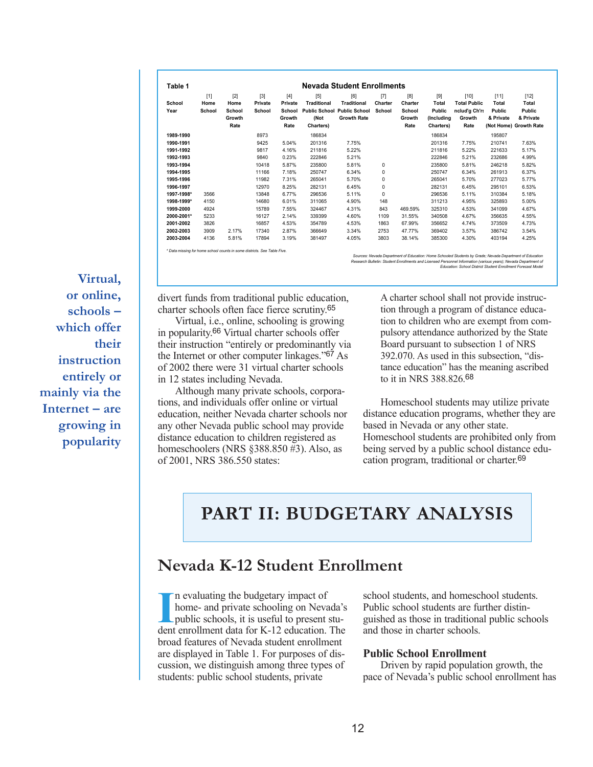**Table 1** — **Nevada Student Enrollments**

| School Year | [1] Home School | [2] Home School Growth Rate | [3] Private School | [4] Private School Growth Rate | [5] Traditional Public School (Not Charters) | [6] Traditional Public School Growth Rate | [7] Charter School | [8] Charter School Growth Rate | [9] Total Public (Including Charters) | [10] Total Public nclud'g Ch'rs Growth Rate | [11] Total Public & Private (Not Home) | [12] Total Public & Private Growth Rate |
|---|---|---|---|---|---|---|---|---|---|---|---|---|
| 1989-1990 | | | 8973 | | 186834 | | | | 186834 | | 195807 | |
| 1990-1991 | | | 9425 | 5.04% | 201316 | 7.75% | | | 201316 | 7.75% | 210741 | 7.63% |
| 1991-1992 | | | 9817 | 4.16% | 211816 | 5.22% | | | 211816 | 5.22% | 221633 | 5.17% |
| 1992-1993 | | | 9840 | 0.23% | 222846 | 5.21% | | | 222846 | 5.21% | 232686 | 4.99% |
| 1993-1994 | | | 10418 | 5.87% | 235800 | 5.81% | 0 | | 235800 | 5.81% | 246218 | 5.82% |
| 1994-1995 | | | 11166 | 7.18% | 250747 | 6.34% | 0 | | 250747 | 6.34% | 261913 | 6.37% |
| 1995-1996 | | | 11982 | 7.31% | 265041 | 5.70% | 0 | | 265041 | 5.70% | 277023 | 5.77% |
| 1996-1997 | | | 12970 | 8.25% | 282131 | 6.45% | 0 | | 282131 | 6.45% | 295101 | 6.53% |
| 1997-1998* | 3566 | | 13848 | 6.77% | 296536 | 5.11% | 0 | | 296536 | 5.11% | 310384 | 5.18% |
| 1998-1999* | 4150 | | 14680 | 6.01% | 311065 | 4.90% | 148 | | 311213 | 4.95% | 325893 | 5.00% |
| 1999-2000 | 4924 | | 15789 | 7.55% | 324467 | 4.31% | 843 | 469.59% | 325310 | 4.53% | 341099 | 4.67% |
| 2000-2001* | 5233 | | 16127 | 2.14% | 339399 | 4.60% | 1109 | 31.55% | 340508 | 4.67% | 356635 | 4.55% |
| 2001-2002 | 3826 | | 16857 | 4.53% | 354789 | 4.53% | 1863 | 67.99% | 356652 | 4.74% | 373509 | 4.73% |
| 2002-2003 | 3909 | 2.17% | 17340 | 2.87% | 366649 | 3.34% | 2753 | 47.77% | 369402 | 3.57% | 386742 | 3.54% |
| 2003-2004 | 4136 | 5.81% | 17894 | 3.19% | 381497 | 4.05% | 3803 | 38.14% | 385300 | 4.30% | 403194 | 4.25% |

*\* Data missing for home school counts in some districts. See Table Five.*

*Sources: Nevada Department of Education: Home Schooled Students by Grade; Nevada Department of Education Research Bulletin: Student Enrollments and Licensed Personnel Information (various years); Nevada Department of Education: School District Student Enrollment Forecast Model*

**Virtual, or online, schools – which offer their instruction entirely or mainly via the Internet – are growing in popularity**

divert funds from traditional public education, charter schools often face fierce scrutiny.[65]

Virtual, i.e., online, schooling is growing in popularity.[66] Virtual charter schools offer their instruction "entirely or predominantly via the Internet or other computer linkages."[67] As of 2002 there were 31 virtual charter schools in 12 states including Nevada.

Although many private schools, corporations, and individuals offer online or virtual education, neither Nevada charter schools nor any other Nevada public school may provide distance education to children registered as homeschoolers (NRS §388.850 #3). Also, as of 2001, NRS 386.550 states:

> A charter school shall not provide instruction through a program of distance education to children who are exempt from compulsory attendance authorized by the State Board pursuant to subsection 1 of NRS 392.070. As used in this subsection, "distance education" has the meaning ascribed to it in NRS 388.826.[68]

Homeschool students may utilize private distance education programs, whether they are based in Nevada or any other state. Homeschool students are prohibited only from being served by a public school distance education program, traditional or charter.[69]

# PART II: BUDGETARY ANALYSIS

## Nevada K-12 Student Enrollment

In evaluating the budgetary impact of home- and private schooling on Nevada's public schools, it is useful to present student enrollment data for K-12 education. The broad features of Nevada student enrollment are displayed in Table 1. For purposes of discussion, we distinguish among three types of students: public school students, private school students, and homeschool students. Public school students are further distinguished as those in traditional public schools and those in charter schools.

### Public School Enrollment

Driven by rapid population growth, the pace of Nevada's public school enrollment has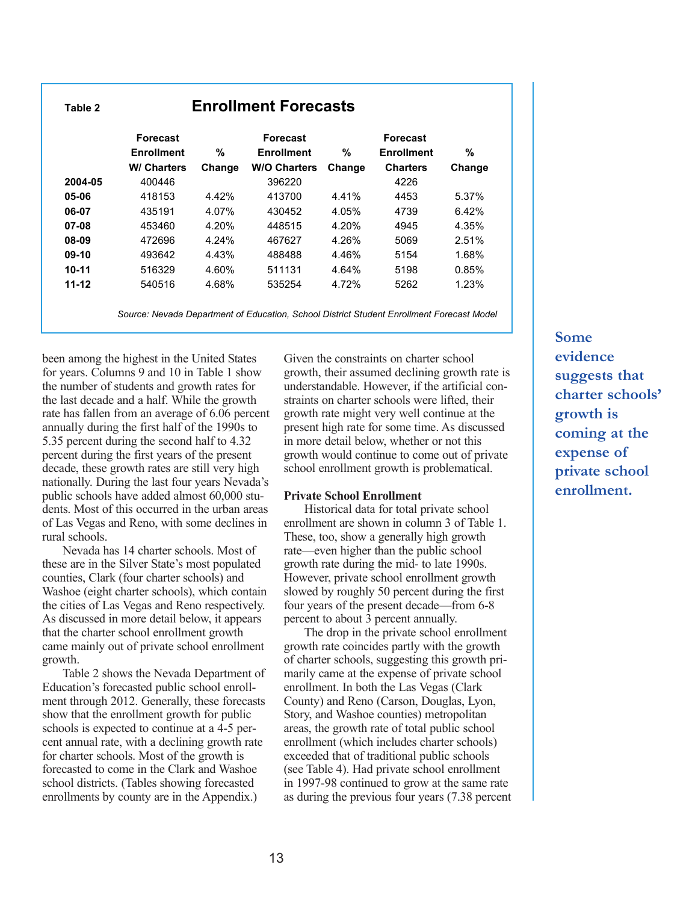**Table 2** **Enrollment Forecasts**

| | Forecast Enrollment W/ Charters | % Change | Forecast Enrollment W/O Charters | % Change | Forecast Enrollment Charters | % Change |
|---|---|---|---|---|---|---|
| **2004-05** | 400446 | | 396220 | | 4226 | |
| **05-06** | 418153 | 4.42% | 413700 | 4.41% | 4453 | 5.37% |
| **06-07** | 435191 | 4.07% | 430452 | 4.05% | 4739 | 6.42% |
| **07-08** | 453460 | 4.20% | 448515 | 4.20% | 4945 | 4.35% |
| **08-09** | 472696 | 4.24% | 467627 | 4.26% | 5069 | 2.51% |
| **09-10** | 493642 | 4.43% | 488488 | 4.46% | 5154 | 1.68% |
| **10-11** | 516329 | 4.60% | 511131 | 4.64% | 5198 | 0.85% |
| **11-12** | 540516 | 4.68% | 535254 | 4.72% | 5262 | 1.23% |

*Source: Nevada Department of Education, School District Student Enrollment Forecast Model*

been among the highest in the United States for years. Columns 9 and 10 in Table 1 show the number of students and growth rates for the last decade and a half. While the growth rate has fallen from an average of 6.06 percent annually during the first half of the 1990s to 5.35 percent during the second half to 4.32 percent during the first years of the present decade, these growth rates are still very high nationally. During the last four years Nevada's public schools have added almost 60,000 students. Most of this occurred in the urban areas of Las Vegas and Reno, with some declines in rural schools.

Nevada has 14 charter schools. Most of these are in the Silver State's most populated counties, Clark (four charter schools) and Washoe (eight charter schools), which contain the cities of Las Vegas and Reno respectively. As discussed in more detail below, it appears that the charter school enrollment growth came mainly out of private school enrollment growth.

Table 2 shows the Nevada Department of Education's forecasted public school enrollment through 2012. Generally, these forecasts show that the enrollment growth for public schools is expected to continue at a 4-5 percent annual rate, with a declining growth rate for charter schools. Most of the growth is forecasted to come in the Clark and Washoe school districts. (Tables showing forecasted enrollments by county are in the Appendix.)

Given the constraints on charter school growth, their assumed declining growth rate is understandable. However, if the artificial constraints on charter schools were lifted, their growth rate might very well continue at the present high rate for some time. As discussed in more detail below, whether or not this growth would continue to come out of private school enrollment growth is problematical.

**Some evidence suggests that charter schools' growth is coming at the expense of private school enrollment.**

**Private School Enrollment**

Historical data for total private school enrollment are shown in column 3 of Table 1. These, too, show a generally high growth rate—even higher than the public school growth rate during the mid- to late 1990s. However, private school enrollment growth slowed by roughly 50 percent during the first four years of the present decade—from 6-8 percent to about 3 percent annually.

The drop in the private school enrollment growth rate coincides partly with the growth of charter schools, suggesting this growth primarily came at the expense of private school enrollment. In both the Las Vegas (Clark County) and Reno (Carson, Douglas, Lyon, Story, and Washoe counties) metropolitan areas, the growth rate of total public school enrollment (which includes charter schools) exceeded that of traditional public schools (see Table 4). Had private school enrollment in 1997-98 continued to grow at the same rate as during the previous four years (7.38 percent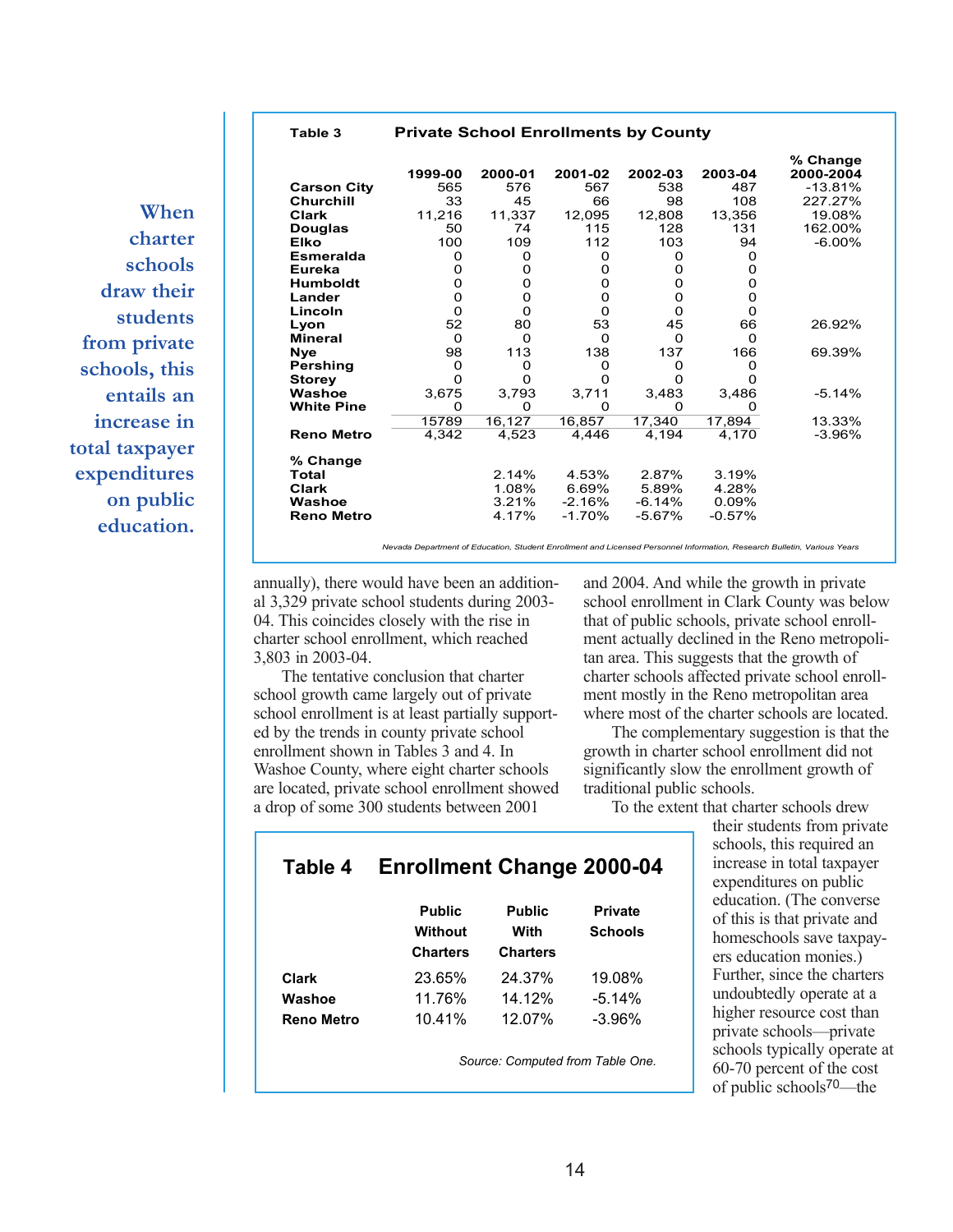When charter schools draw their students from private schools, this entails an increase in total taxpayer expenditures on public education.

**Table 3 Private School Enrollments by County**

| | 1999-00 | 2000-01 | 2001-02 | 2002-03 | 2003-04 | % Change 2000-2004 |
|---|---|---|---|---|---|---|
| **Carson City** | 565 | 576 | 567 | 538 | 487 | -13.81% |
| **Churchill** | 33 | 45 | 66 | 98 | 108 | 227.27% |
| **Clark** | 11,216 | 11,337 | 12,095 | 12,808 | 13,356 | 19.08% |
| **Douglas** | 50 | 74 | 115 | 128 | 131 | 162.00% |
| **Elko** | 100 | 109 | 112 | 103 | 94 | -6.00% |
| **Esmeralda** | 0 | 0 | 0 | 0 | 0 | |
| **Eureka** | 0 | 0 | 0 | 0 | 0 | |
| **Humboldt** | 0 | 0 | 0 | 0 | 0 | |
| **Lander** | 0 | 0 | 0 | 0 | 0 | |
| **Lincoln** | 0 | 0 | 0 | 0 | 0 | |
| **Lyon** | 52 | 80 | 53 | 45 | 66 | 26.92% |
| **Mineral** | 0 | 0 | 0 | 0 | 0 | |
| **Nye** | 98 | 113 | 138 | 137 | 166 | 69.39% |
| **Pershing** | 0 | 0 | 0 | 0 | 0 | |
| **Storey** | 0 | 0 | 0 | 0 | 0 | |
| **Washoe** | 3,675 | 3,793 | 3,711 | 3,483 | 3,486 | -5.14% |
| **White Pine** | 0 | 0 | 0 | 0 | 0 | |
| | 15789 | 16,127 | 16,857 | 17,340 | 17,894 | 13.33% |
| **Reno Metro** | 4,342 | 4,523 | 4,446 | 4,194 | 4,170 | -3.96% |
| **% Change** | | | | | | |
| **Total** | | 2.14% | 4.53% | 2.87% | 3.19% | |
| **Clark** | | 1.08% | 6.69% | 5.89% | 4.28% | |
| **Washoe** | | 3.21% | -2.16% | -6.14% | 0.09% | |
| **Reno Metro** | | 4.17% | -1.70% | -5.67% | -0.57% | |

*Nevada Department of Education, Student Enrollment and Licensed Personnel Information, Research Bulletin, Various Years*

annually), there would have been an additional 3,329 private school students during 2003-04. This coincides closely with the rise in charter school enrollment, which reached 3,803 in 2003-04.

The tentative conclusion that charter school growth came largely out of private school enrollment is at least partially supported by the trends in county private school enrollment shown in Tables 3 and 4. In Washoe County, where eight charter schools are located, private school enrollment showed a drop of some 300 students between 2001 and 2004. And while the growth in private school enrollment in Clark County was below that of public schools, private school enrollment actually declined in the Reno metropolitan area. This suggests that the growth of charter schools affected private school enrollment mostly in the Reno metropolitan area where most of the charter schools are located.

The complementary suggestion is that the growth in charter school enrollment did not significantly slow the enrollment growth of traditional public schools.

To the extent that charter schools drew their students from private schools, this required an increase in total taxpayer expenditures on public education. (The converse of this is that private and homeschools save taxpayers education monies.) Further, since the charters undoubtedly operate at a higher resource cost than private schools—private schools typically operate at 60-70 percent of the cost of public schools[70]—the

**Table 4 Enrollment Change 2000-04**

| | Public Without Charters | Public With Charters | Private Schools |
|---|---|---|---|
| **Clark** | 23.65% | 24.37% | 19.08% |
| **Washoe** | 11.76% | 14.12% | -5.14% |
| **Reno Metro** | 10.41% | 12.07% | -3.96% |

*Source: Computed from Table One.*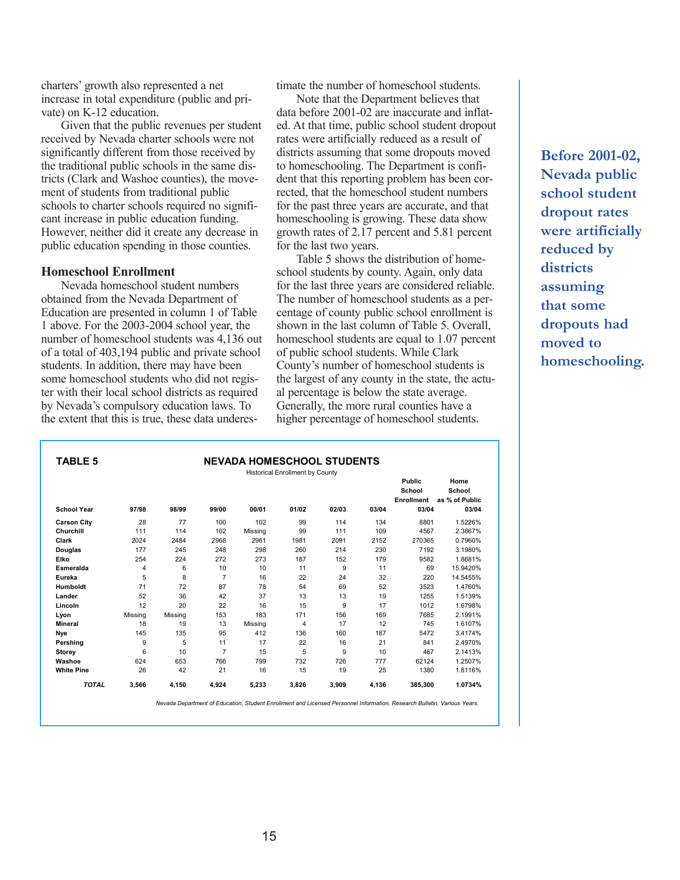charters' growth also represented a net increase in total expenditure (public and private) on K-12 education.

Given that the public revenues per student received by Nevada charter schools were not significantly different from those received by the traditional public schools in the same districts (Clark and Washoe counties), the movement of students from traditional public schools to charter schools required no significant increase in public education funding. However, neither did it create any decrease in public education spending in those counties.

### Homeschool Enrollment

Nevada homeschool student numbers obtained from the Nevada Department of Education are presented in column 1 of Table 1 above. For the 2003-2004 school year, the number of homeschool students was 4,136 out of a total of 403,194 public and private school students. In addition, there may have been some homeschool students who did not register with their local school districts as required by Nevada's compulsory education laws. To the extent that this is true, these data underestimate the number of homeschool students.

Note that the Department believes that data before 2001-02 are inaccurate and inflated. At that time, public school student dropout rates were artificially reduced as a result of districts assuming that some dropouts moved to homeschooling. The Department is confident that this reporting problem has been corrected, that the homeschool student numbers for the past three years are accurate, and that homeschooling is growing. These data show growth rates of 2.17 percent and 5.81 percent for the last two years.

Table 5 shows the distribution of homeschool students by county. Again, only data for the last three years are considered reliable. The number of homeschool students as a percentage of county public school enrollment is shown in the last column of Table 5. Overall, homeschool students are equal to 1.07 percent of public school students. While Clark County's number of homeschool students is the largest of any county in the state, the actual percentage is below the state average. Generally, the more rural counties have a higher percentage of homeschool students.

**Before 2001-02, Nevada public school student dropout rates were artificially reduced by districts assuming that some dropouts had moved to homeschooling.**

**TABLE 5 — NEVADA HOMESCHOOL STUDENTS**

Historical Enrollment by County

| School Year | 97/98 | 98/99 | 99/00 | 00/01 | 01/02 | 02/03 | 03/04 | Public School Enrollment 03/04 | Home School as % of Public 03/04 |
|---|---|---|---|---|---|---|---|---|---|
| Carson City | 28 | 77 | 100 | 102 | 99 | 114 | 134 | 8801 | 1.5226% |
| Churchill | 111 | 114 | 102 | Missing | 99 | 111 | 109 | 4567 | 2.3867% |
| Clark | 2024 | 2484 | 2968 | 2961 | 1981 | 2091 | 2152 | 270365 | 0.7960% |
| Douglas | 177 | 245 | 248 | 298 | 260 | 214 | 230 | 7192 | 3.1980% |
| Elko | 254 | 224 | 272 | 273 | 187 | 152 | 179 | 9582 | 1.8681% |
| Esmeralda | 4 | 6 | 10 | 10 | 11 | 9 | 11 | 69 | 15.9420% |
| Eureka | 5 | 8 | 7 | 16 | 22 | 24 | 32 | 220 | 14.5455% |
| Humboldt | 71 | 72 | 87 | 78 | 54 | 69 | 52 | 3523 | 1.4760% |
| Lander | 52 | 36 | 42 | 37 | 13 | 13 | 19 | 1255 | 1.5139% |
| Lincoln | 12 | 20 | 22 | 16 | 15 | 9 | 17 | 1012 | 1.6798% |
| Lyon | Missing | Missing | 153 | 183 | 171 | 156 | 169 | 7685 | 2.1991% |
| Mineral | 18 | 19 | 13 | Missing | 4 | 17 | 12 | 745 | 1.6107% |
| Nye | 145 | 135 | 95 | 412 | 136 | 160 | 187 | 5472 | 3.4174% |
| Pershing | 9 | 5 | 11 | 17 | 22 | 16 | 21 | 841 | 2.4970% |
| Storey | 6 | 10 | 7 | 15 | 5 | 9 | 10 | 467 | 2.1413% |
| Washoe | 624 | 653 | 766 | 799 | 732 | 726 | 777 | 62124 | 1.2507% |
| White Pine | 26 | 42 | 21 | 16 | 15 | 19 | 25 | 1380 | 1.8116% |
| ***TOTAL*** | **3,566** | **4,150** | **4,924** | **5,233** | **3,826** | **3,909** | **4,136** | **385,300** | **1.0734%** |

*Nevada Department of Education, Student Enrollment and Licensed Personnel Information, Research Bulletin, Various Years.*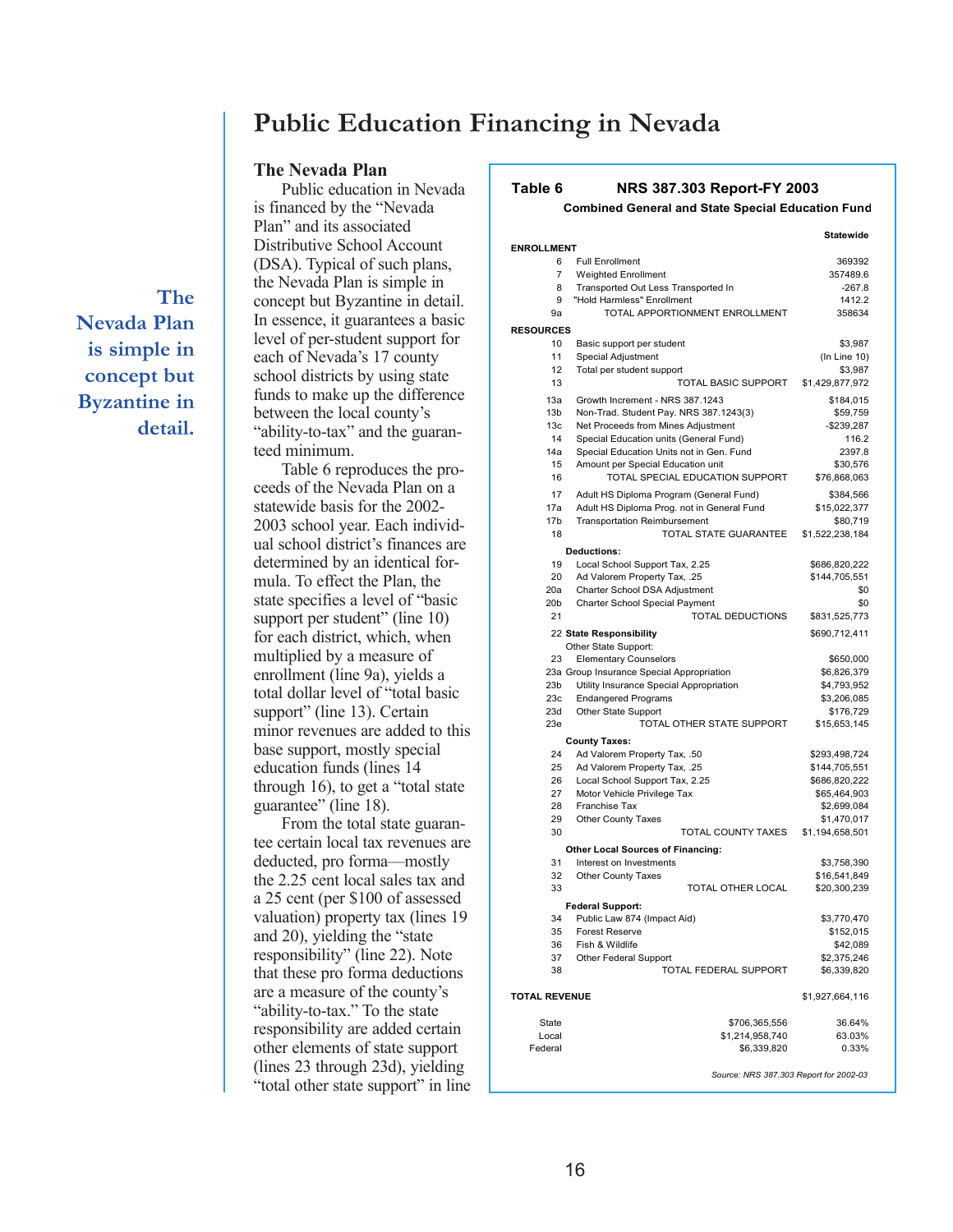# Public Education Financing in Nevada

**The Nevada Plan is simple in concept but Byzantine in detail.**

### The Nevada Plan

Public education in Nevada is financed by the "Nevada Plan" and its associated Distributive School Account (DSA). Typical of such plans, the Nevada Plan is simple in concept but Byzantine in detail. In essence, it guarantees a basic level of per-student support for each of Nevada's 17 county school districts by using state funds to make up the difference between the local county's "ability-to-tax" and the guaranteed minimum.

Table 6 reproduces the proceeds of the Nevada Plan on a statewide basis for the 2002-2003 school year. Each individual school district's finances are determined by an identical formula. To effect the Plan, the state specifies a level of "basic support per student" (line 10) for each district, which, when multiplied by a measure of enrollment (line 9a), yields a total dollar level of "total basic support" (line 13). Certain minor revenues are added to this base support, mostly special education funds (lines 14 through 16), to get a "total state guarantee" (line 18).

From the total state guarantee certain local tax revenues are deducted, pro forma—mostly the 2.25 cent local sales tax and a 25 cent (per $100 of assessed valuation) property tax (lines 19 and 20), yielding the "state responsibility" (line 22). Note that these pro forma deductions are a measure of the county's "ability-to-tax." To the state responsibility are added certain other elements of state support (lines 23 through 23d), yielding "total other state support" in line

**Table 6 NRS 387.303 Report-FY 2003**
**Combined General and State Special Education Fund**

| Line | Item | | Statewide |
|---|---|---|---|
| **ENROLLMENT** | | | |
| 6 | Full Enrollment | | 369392 |
| 7 | Weighted Enrollment | | 357489.6 |
| 8 | Transported Out Less Transported In | | -267.8 |
| 9 | "Hold Harmless" Enrollment | | 1412.2 |
| 9a | TOTAL APPORTIONMENT ENROLLMENT | | 358634 |
| **RESOURCES** | | | |
| 10 | Basic support per student | | $3,987 |
| 11 | Special Adjustment | | (In Line 10) |
| 12 | Total per student support | | $3,987 |
| 13 | TOTAL BASIC SUPPORT | | $1,429,877,972 |
| 13a | Growth Increment - NRS 387.1243 | | $184,015 |
| 13b | Non-Trad. Student Pay. NRS 387.1243(3) | | $59,759 |
| 13c | Net Proceeds from Mines Adjustment | | -$239,287 |
| 14 | Special Education units (General Fund) | | 116.2 |
| 14a | Special Education Units not in Gen. Fund | | 2397.8 |
| 15 | Amount per Special Education unit | | $30,576 |
| 16 | TOTAL SPECIAL EDUCATION SUPPORT | | $76,868,063 |
| 17 | Adult HS Diploma Program (General Fund) | | $384,566 |
| 17a | Adult HS Diploma Prog. not in General Fund | | $15,022,377 |
| 17b | Transportation Reimbursement | | $80,719 |
| 18 | TOTAL STATE GUARANTEE | | $1,522,238,184 |
| | **Deductions:** | | |
| 19 | Local School Support Tax, 2.25 | | $686,820,222 |
| 20 | Ad Valorem Property Tax, .25 | | $144,705,551 |
| 20a | Charter School DSA Adjustment | | $0 |
| 20b | Charter School Special Payment | | $0 |
| 21 | TOTAL DEDUCTIONS | | $831,525,773 |
| 22 | **State Responsibility** | | $690,712,411 |
| | Other State Support: | | |
| 23 | Elementary Counselors | | $650,000 |
| 23a | Group Insurance Special Appropriation | | $6,826,379 |
| 23b | Utility Insurance Special Appropriation | | $4,793,952 |
| 23c | Endangered Programs | | $3,206,085 |
| 23d | Other State Support | | $176,729 |
| 23e | TOTAL OTHER STATE SUPPORT | | $15,653,145 |
| | **County Taxes:** | | |
| 24 | Ad Valorem Property Tax, .50 | | $293,498,724 |
| 25 | Ad Valorem Property Tax, .25 | | $144,705,551 |
| 26 | Local School Support Tax, 2.25 | | $686,820,222 |
| 27 | Motor Vehicle Privilege Tax | | $65,464,903 |
| 28 | Franchise Tax | | $2,699,084 |
| 29 | Other County Taxes | | $1,470,017 |
| 30 | TOTAL COUNTY TAXES | | $1,194,658,501 |
| | **Other Local Sources of Financing:** | | |
| 31 | Interest on Investments | | $3,758,390 |
| 32 | Other County Taxes | | $16,541,849 |
| 33 | TOTAL OTHER LOCAL | | $20,300,239 |
| | **Federal Support:** | | |
| 34 | Public Law 874 (Impact Aid) | | $3,770,470 |
| 35 | Forest Reserve | | $152,015 |
| 36 | Fish & Wildlife | | $42,089 |
| 37 | Other Federal Support | | $2,375,246 |
| 38 | TOTAL FEDERAL SUPPORT | | $6,339,820 |
| **TOTAL REVENUE** | | | $1,927,664,116 |
| | State | $706,365,556 | 36.64% |
| | Local | $1,214,958,740 | 63.03% |
| | Federal | $6,339,820 | 0.33% |

*Source: NRS 387.303 Report for 2002-03*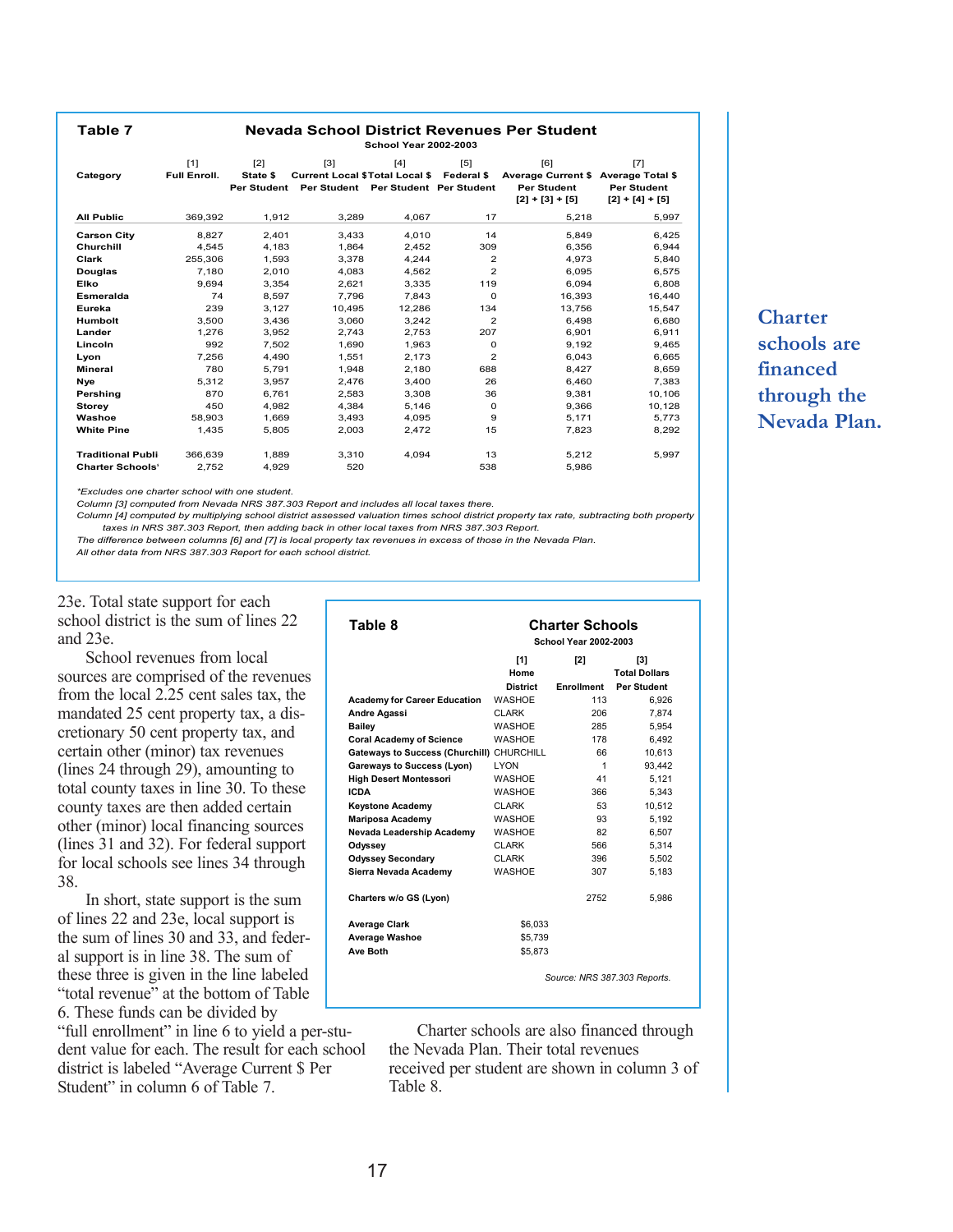**Table 7 — Nevada School District Revenues Per Student**

School Year 2002-2003

| Category | [1] Full Enroll. | [2] State $ Per Student | [3] Current Local $ Per Student | [4] Total Local $ Per Student | [5] Federal $ Per Student | [6] Average Current $ Per Student [2] + [3] + [5] | [7] Average Total $ Per Student [2] + [4] + [5] |
|---|---|---|---|---|---|---|---|
| All Public | 369,392 | 1,912 | 3,289 | 4,067 | 17 | 5,218 | 5,997 |
| Carson City | 8,827 | 2,401 | 3,433 | 4,010 | 14 | 5,849 | 6,425 |
| Churchill | 4,545 | 4,183 | 1,864 | 2,452 | 309 | 6,356 | 6,944 |
| Clark | 255,306 | 1,593 | 3,378 | 4,244 | 2 | 4,973 | 5,840 |
| Douglas | 7,180 | 2,010 | 4,083 | 4,562 | 2 | 6,095 | 6,575 |
| Elko | 9,694 | 3,354 | 2,621 | 3,335 | 119 | 6,094 | 6,808 |
| Esmeralda | 74 | 8,597 | 7,796 | 7,843 | 0 | 16,393 | 16,440 |
| Eureka | 239 | 3,127 | 10,495 | 12,286 | 134 | 13,756 | 15,547 |
| Humbolt | 3,500 | 3,436 | 3,060 | 3,242 | 2 | 6,498 | 6,680 |
| Lander | 1,276 | 3,952 | 2,743 | 2,753 | 207 | 6,901 | 6,911 |
| Lincoln | 992 | 7,502 | 1,690 | 1,963 | 0 | 9,192 | 9,465 |
| Lyon | 7,256 | 4,490 | 1,551 | 2,173 | 2 | 6,043 | 6,665 |
| Mineral | 780 | 5,791 | 1,948 | 2,180 | 688 | 8,427 | 8,659 |
| Nye | 5,312 | 3,957 | 2,476 | 3,400 | 26 | 6,460 | 7,383 |
| Pershing | 870 | 6,761 | 2,583 | 3,308 | 36 | 9,381 | 10,106 |
| Storey | 450 | 4,982 | 4,384 | 5,146 | 0 | 9,366 | 10,128 |
| Washoe | 58,903 | 1,669 | 3,493 | 4,095 | 9 | 5,171 | 5,773 |
| White Pine | 1,435 | 5,805 | 2,003 | 2,472 | 15 | 7,823 | 8,292 |
| Traditional Publi | 366,639 | 1,889 | 3,310 | 4,094 | 13 | 5,212 | 5,997 |
| Charter Schools* | 2,752 | 4,929 | 520 | | 538 | 5,986 | |

*Excludes one charter school with one student.*
*Column [3] computed from Nevada NRS 387.303 Report and includes all local taxes there.*
*Column [4] computed by multiplying school district assessed valuation times school district property tax rate, subtracting both property taxes in NRS 387.303 Report, then adding back in other local taxes from NRS 387.303 Report.*
*The difference between columns [6] and [7] is local property tax revenues in excess of those in the Nevada Plan.*
*All other data from NRS 387.303 Report for each school district.*

23e. Total state support for each school district is the sum of lines 22 and 23e.

School revenues from local sources are comprised of the revenues from the local 2.25 cent sales tax, the mandated 25 cent property tax, a discretionary 50 cent property tax, and certain other (minor) tax revenues (lines 24 through 29), amounting to total county taxes in line 30. To these county taxes are then added certain other (minor) local financing sources (lines 31 and 32). For federal support for local schools see lines 34 through 38.

In short, state support is the sum of lines 22 and 23e, local support is the sum of lines 30 and 33, and federal support is in line 38. The sum of these three is given in the line labeled "total revenue" at the bottom of Table 6. These funds can be divided by "full enrollment" in line 6 to yield a per-student value for each. The result for each school district is labeled "Average Current $ Per Student" in column 6 of Table 7.

**Table 8 — Charter Schools**

School Year 2002-2003

| | [1] Home District | [2] Enrollment | [3] Total Dollars Per Student |
|---|---|---|---|
| Academy for Career Education | WASHOE | 113 | 6,926 |
| Andre Agassi | CLARK | 206 | 7,874 |
| Bailey | WASHOE | 285 | 5,954 |
| Coral Academy of Science | WASHOE | 178 | 6,492 |
| Gateways to Success (Churchill) | CHURCHILL | 66 | 10,613 |
| Gareways to Success (Lyon) | LYON | 1 | 93,442 |
| High Desert Montessori | WASHOE | 41 | 5,121 |
| ICDA | WASHOE | 366 | 5,343 |
| Keystone Academy | CLARK | 53 | 10,512 |
| Mariposa Academy | WASHOE | 93 | 5,192 |
| Nevada Leadership Academy | WASHOE | 82 | 6,507 |
| Odyssey | CLARK | 566 | 5,314 |
| Odyssey Secondary | CLARK | 396 | 5,502 |
| Sierra Nevada Academy | WASHOE | 307 | 5,183 |
| Charters w/o GS (Lyon) | | 2752 | 5,986 |
| Average Clark | $6,033 | | |
| Average Washoe | $5,739 | | |
| Ave Both | $5,873 | | |

*Source: NRS 387.303 Reports.*

**Charter schools are financed through the Nevada Plan.**

Charter schools are also financed through the Nevada Plan. Their total revenues received per student are shown in column 3 of Table 8.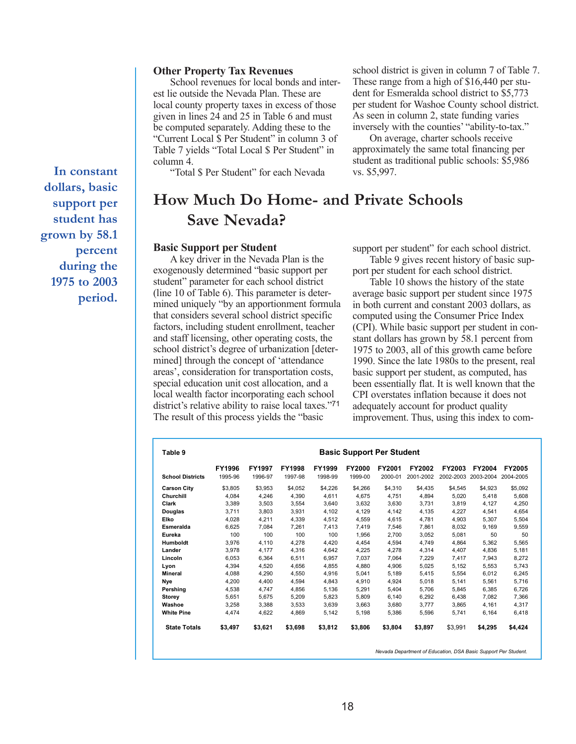### Other Property Tax Revenues

School revenues for local bonds and interest lie outside the Nevada Plan. These are local county property taxes in excess of those given in lines 24 and 25 in Table 6 and must be computed separately. Adding these to the "Current Local $ Per Student" in column 3 of Table 7 yields "Total Local $ Per Student" in column 4.

"Total $ Per Student" for each Nevada school district is given in column 7 of Table 7. These range from a high of $16,440 per student for Esmeralda school district to $5,773 per student for Washoe County school district. As seen in column 2, state funding varies inversely with the counties' "ability-to-tax."

On average, charter schools receive approximately the same total financing per student as traditional public schools: $5,986 vs. $5,997.

**In constant dollars, basic support per student has grown by 58.1 percent during the 1975 to 2003 period.**

## How Much Do Home- and Private Schools Save Nevada?

### Basic Support per Student

A key driver in the Nevada Plan is the exogenously determined "basic support per student" parameter for each school district (line 10 of Table 6). This parameter is determined uniquely "by an apportionment formula that considers several school district specific factors, including student enrollment, teacher and staff licensing, other operating costs, the school district's degree of urbanization [determined] through the concept of 'attendance areas', consideration for transportation costs, special education unit cost allocation, and a local wealth factor incorporating each school district's relative ability to raise local taxes."[71] The result of this process yields the "basic support per student" for each school district.

Table 9 gives recent history of basic support per student for each school district.

Table 10 shows the history of the state average basic support per student since 1975 in both current and constant 2003 dollars, as computed using the Consumer Price Index (CPI). While basic support per student in constant dollars has grown by 58.1 percent from 1975 to 2003, all of this growth came before 1990. Since the late 1980s to the present, real basic support per student, as computed, has been essentially flat. It is well known that the CPI overstates inflation because it does not adequately account for product quality improvement. Thus, using this index to com-

**Table 9** — **Basic Support Per Student**

| School Districts | FY1996 1995-96 | FY1997 1996-97 | FY1998 1997-98 | FY1999 1998-99 | FY2000 1999-00 | FY2001 2000-01 | FY2002 2001-2002 | FY2003 2002-2003 | FY2004 2003-2004 | FY2005 2004-2005 |
|---|---|---|---|---|---|---|---|---|---|---|
| Carson City | $3,805 | $3,953 | $4,052 | $4,226 | $4,266 | $4,310 | $4,435 | $4,545 | $4,923 | $5,092 |
| Churchill | 4,084 | 4,246 | 4,390 | 4,611 | 4,675 | 4,751 | 4,894 | 5,020 | 5,418 | 5,608 |
| Clark | 3,389 | 3,503 | 3,554 | 3,640 | 3,632 | 3,630 | 3,731 | 3,819 | 4,127 | 4,250 |
| Douglas | 3,711 | 3,803 | 3,931 | 4,102 | 4,129 | 4,142 | 4,135 | 4,227 | 4,541 | 4,654 |
| Elko | 4,028 | 4,211 | 4,339 | 4,512 | 4,559 | 4,615 | 4,781 | 4,903 | 5,307 | 5,504 |
| Esmeralda | 6,625 | 7,084 | 7,261 | 7,413 | 7,419 | 7,546 | 7,861 | 8,032 | 9,169 | 9,559 |
| Eureka | 100 | 100 | 100 | 100 | 1,956 | 2,700 | 3,052 | 5,081 | 50 | 50 |
| Humboldt | 3,976 | 4,110 | 4,278 | 4,420 | 4,454 | 4,594 | 4,749 | 4,864 | 5,362 | 5,565 |
| Lander | 3,978 | 4,177 | 4,316 | 4,642 | 4,225 | 4,278 | 4,314 | 4,407 | 4,836 | 5,181 |
| Lincoln | 6,053 | 6,364 | 6,511 | 6,957 | 7,037 | 7,064 | 7,229 | 7,417 | 7,943 | 8,272 |
| Lyon | 4,394 | 4,520 | 4,656 | 4,855 | 4,880 | 4,906 | 5,025 | 5,152 | 5,553 | 5,743 |
| Mineral | 4,088 | 4,290 | 4,550 | 4,916 | 5,041 | 5,189 | 5,415 | 5,554 | 6,012 | 6,245 |
| Nye | 4,200 | 4,400 | 4,594 | 4,843 | 4,910 | 4,924 | 5,018 | 5,141 | 5,561 | 5,716 |
| Pershing | 4,538 | 4,747 | 4,856 | 5,136 | 5,291 | 5,404 | 5,706 | 5,845 | 6,385 | 6,726 |
| Storey | 5,651 | 5,675 | 5,209 | 5,823 | 5,809 | 6,140 | 6,292 | 6,438 | 7,082 | 7,366 |
| Washoe | 3,258 | 3,388 | 3,533 | 3,639 | 3,663 | 3,680 | 3,777 | 3,865 | 4,161 | 4,317 |
| White Pine | 4,474 | 4,622 | 4,869 | 5,142 | 5,198 | 5,386 | 5,596 | 5,741 | 6,164 | 6,418 |
| **State Totals** | **$3,497** | **$3,621** | **$3,698** | **$3,812** | **$3,806** | **$3,804** | **$3,897** | $3,991 | **$4,295** | **$4,424** |

*Nevada Department of Education, DSA Basic Support Per Student.*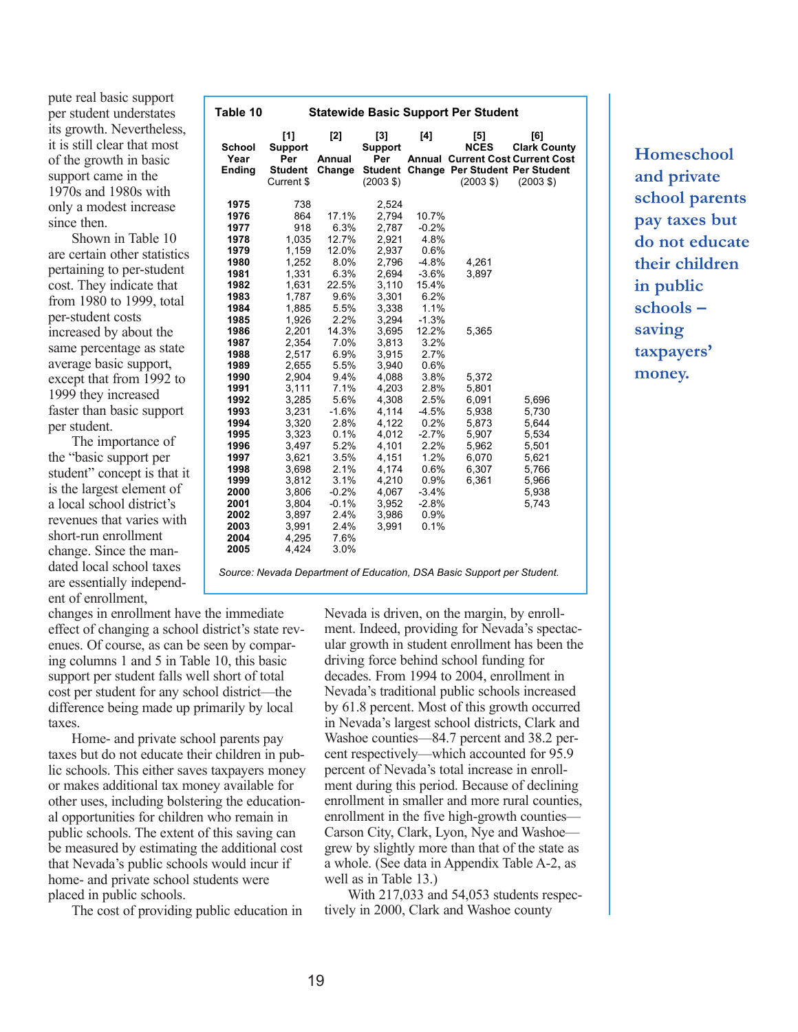pute real basic support per student understates its growth. Nevertheless, it is still clear that most of the growth in basic support came in the 1970s and 1980s with only a modest increase since then.

Shown in Table 10 are certain other statistics pertaining to per-student cost. They indicate that from 1980 to 1999, total per-student costs increased by about the same percentage as state average basic support, except that from 1992 to 1999 they increased faster than basic support per student.

The importance of the "basic support per student" concept is that it is the largest element of a local school district's revenues that varies with short-run enrollment change. Since the mandated local school taxes are essentially independent of enrollment,

**Table 10 — Statewide Basic Support Per Student**

| School Year Ending | [1] Support Per Student Current $ | [2] Annual Change | [3] Support Per Student (2003 $) | [4] Annual Change | [5] NCES Current Cost Per Student (2003 $) | [6] Clark County Current Cost Per Student (2003 $) |
|---|---|---|---|---|---|---|
| 1975 | 738 | | 2,524 | | | |
| 1976 | 864 | 17.1% | 2,794 | 10.7% | | |
| 1977 | 918 | 6.3% | 2,787 | -0.2% | | |
| 1978 | 1,035 | 12.7% | 2,921 | 4.8% | | |
| 1979 | 1,159 | 12.0% | 2,937 | 0.6% | | |
| 1980 | 1,252 | 8.0% | 2,796 | -4.8% | 4,261 | |
| 1981 | 1,331 | 6.3% | 2,694 | -3.6% | 3,897 | |
| 1982 | 1,631 | 22.5% | 3,110 | 15.4% | | |
| 1983 | 1,787 | 9.6% | 3,301 | 6.2% | | |
| 1984 | 1,885 | 5.5% | 3,338 | 1.1% | | |
| 1985 | 1,926 | 2.2% | 3,294 | -1.3% | | |
| 1986 | 2,201 | 14.3% | 3,695 | 12.2% | 5,365 | |
| 1987 | 2,354 | 7.0% | 3,813 | 3.2% | | |
| 1988 | 2,517 | 6.9% | 3,915 | 2.7% | | |
| 1989 | 2,655 | 5.5% | 3,940 | 0.6% | | |
| 1990 | 2,904 | 9.4% | 4,088 | 3.8% | 5,372 | |
| 1991 | 3,111 | 7.1% | 4,203 | 2.8% | 5,801 | |
| 1992 | 3,285 | 5.6% | 4,308 | 2.5% | 6,091 | 5,696 |
| 1993 | 3,231 | -1.6% | 4,114 | -4.5% | 5,938 | 5,730 |
| 1994 | 3,320 | 2.8% | 4,122 | 0.2% | 5,873 | 5,644 |
| 1995 | 3,323 | 0.1% | 4,012 | -2.7% | 5,907 | 5,534 |
| 1996 | 3,497 | 5.2% | 4,101 | 2.2% | 5,962 | 5,501 |
| 1997 | 3,621 | 3.5% | 4,151 | 1.2% | 6,070 | 5,621 |
| 1998 | 3,698 | 2.1% | 4,174 | 0.6% | 6,307 | 5,766 |
| 1999 | 3,812 | 3.1% | 4,210 | 0.9% | 6,361 | 5,966 |
| 2000 | 3,806 | -0.2% | 4,067 | -3.4% | | 5,938 |
| 2001 | 3,804 | -0.1% | 3,952 | -2.8% | | 5,743 |
| 2002 | 3,897 | 2.4% | 3,986 | 0.9% | | |
| 2003 | 3,991 | 2.4% | 3,991 | 0.1% | | |
| 2004 | 4,295 | 7.6% | | | | |
| 2005 | 4,424 | 3.0% | | | | |

*Source: Nevada Department of Education, DSA Basic Support per Student.*

changes in enrollment have the immediate effect of changing a school district's state revenues. Of course, as can be seen by comparing columns 1 and 5 in Table 10, this basic support per student falls well short of total cost per student for any school district—the difference being made up primarily by local taxes.

Home- and private school parents pay taxes but do not educate their children in public schools. This either saves taxpayers money or makes additional tax money available for other uses, including bolstering the educational opportunities for children who remain in public schools. The extent of this saving can be measured by estimating the additional cost that Nevada's public schools would incur if home- and private school students were placed in public schools.

**Homeschool and private school parents pay taxes but do not educate their children in public schools – saving taxpayers' money.**

The cost of providing public education in Nevada is driven, on the margin, by enrollment. Indeed, providing for Nevada's spectacular growth in student enrollment has been the driving force behind school funding for decades. From 1994 to 2004, enrollment in Nevada's traditional public schools increased by 61.8 percent. Most of this growth occurred in Nevada's largest school districts, Clark and Washoe counties—84.7 percent and 38.2 percent respectively—which accounted for 95.9 percent of Nevada's total increase in enrollment during this period. Because of declining enrollment in smaller and more rural counties, enrollment in the five high-growth counties—Carson City, Clark, Lyon, Nye and Washoe—grew by slightly more than that of the state as a whole. (See data in Appendix Table A-2, as well as in Table 13.)

With 217,033 and 54,053 students respectively in 2000, Clark and Washoe county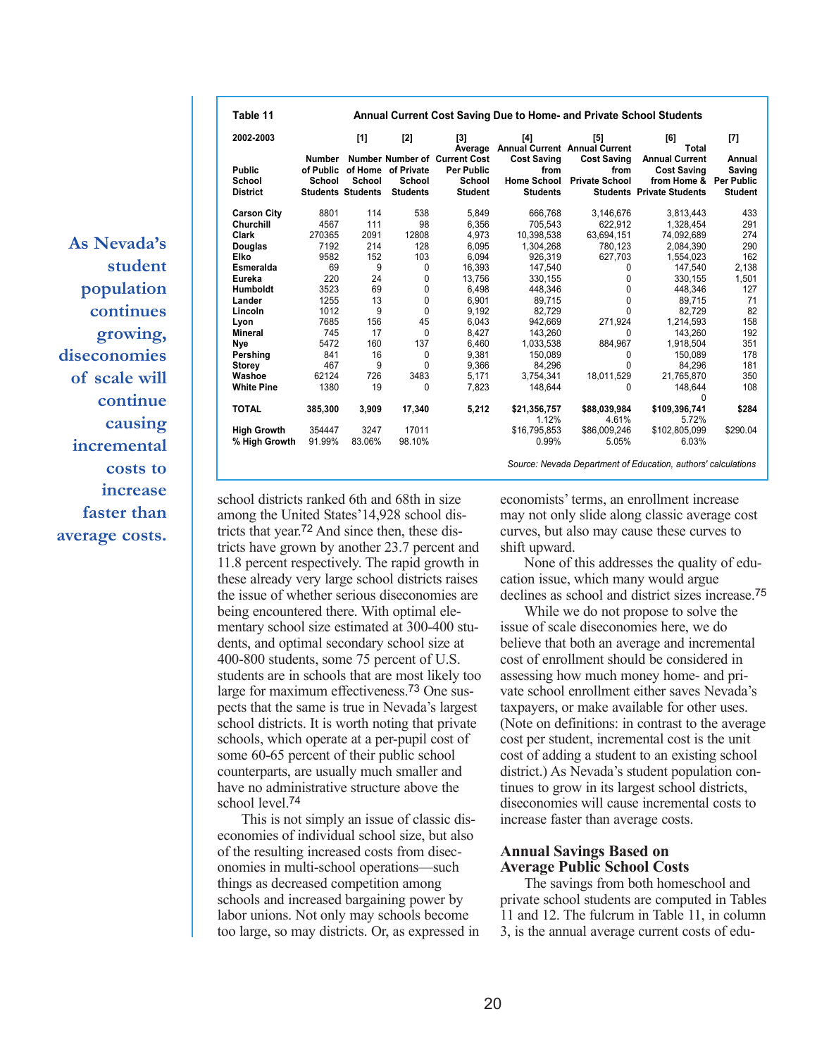**Table 11 — Annual Current Cost Saving Due to Home- and Private School Students**

| 2002-2003 Public School District | Number of Public School Students | [1] Number of Home School Students | [2] Number of Private School Students | [3] Average Current Cost Per Public School Student | [4] Annual Current Cost Saving from Home School Students | [5] Annual Current Cost Saving from Private School Students | [6] Total Annual Current Cost Saving from Home & Private Students | [7] Annual Saving Per Public Student |
|---|---|---|---|---|---|---|---|---|
| Carson City | 8801 | 114 | 538 | 5,849 | 666,768 | 3,146,676 | 3,813,443 | 433 |
| Churchill | 4567 | 111 | 98 | 6,356 | 705,543 | 622,912 | 1,328,454 | 291 |
| Clark | 270365 | 2091 | 12808 | 4,973 | 10,398,538 | 63,694,151 | 74,092,689 | 274 |
| Douglas | 7192 | 214 | 128 | 6,095 | 1,304,268 | 780,123 | 2,084,390 | 290 |
| Elko | 9582 | 152 | 103 | 6,094 | 926,319 | 627,703 | 1,554,023 | 162 |
| Esmeralda | 69 | 9 | 0 | 16,393 | 147,540 | 0 | 147,540 | 2,138 |
| Eureka | 220 | 24 | 0 | 13,756 | 330,155 | 0 | 330,155 | 1,501 |
| Humboldt | 3523 | 69 | 0 | 6,498 | 448,346 | 0 | 448,346 | 127 |
| Lander | 1255 | 13 | 0 | 6,901 | 89,715 | 0 | 89,715 | 71 |
| Lincoln | 1012 | 9 | 0 | 9,192 | 82,729 | 0 | 82,729 | 82 |
| Lyon | 7685 | 156 | 45 | 6,043 | 942,669 | 271,924 | 1,214,593 | 158 |
| Mineral | 745 | 17 | 0 | 8,427 | 143,260 | 0 | 143,260 | 192 |
| Nye | 5472 | 160 | 137 | 6,460 | 1,033,538 | 884,967 | 1,918,504 | 351 |
| Pershing | 841 | 16 | 0 | 9,381 | 150,089 | 0 | 150,089 | 178 |
| Storey | 467 | 9 | 0 | 9,366 | 84,296 | 0 | 84,296 | 181 |
| Washoe | 62124 | 726 | 3483 | 5,171 | 3,754,341 | 18,011,529 | 21,765,870 | 350 |
| White Pine | 1380 | 19 | 0 | 7,823 | 148,644 | 0 | 148,644 | 108 |
| | | | | | | | 0 | |
| **TOTAL** | **385,300** | **3,909** | **17,340** | **5,212** | **$21,356,757** | **$88,039,984** | **$109,396,741** | **$284** |
| | | | | | 1.12% | 4.61% | 5.72% | |
| **High Growth** | 354447 | 3247 | 17011 | | $16,795,853 | $86,009,246 | $102,805,099 | $290.04 |
| **% High Growth** | 91.99% | 83.06% | 98.10% | | 0.99% | 5.05% | 6.03% | |

*Source: Nevada Department of Education, authors' calculations*

**As Nevada's student population continues growing, diseconomies of scale will continue causing incremental costs to increase faster than average costs.**

school districts ranked 6th and 68th in size among the United States' 14,928 school districts that year.[72] And since then, these districts have grown by another 23.7 percent and 11.8 percent respectively. The rapid growth in these already very large school districts raises the issue of whether serious diseconomies are being encountered there. With optimal elementary school size estimated at 300-400 students, and optimal secondary school size at 400-800 students, some 75 percent of U.S. students are in schools that are most likely too large for maximum effectiveness.[73] One suspects that the same is true in Nevada's largest school districts. It is worth noting that private schools, which operate at a per-pupil cost of some 60-65 percent of their public school counterparts, are usually much smaller and have no administrative structure above the school level.[74]

This is not simply an issue of classic diseconomies of individual school size, but also of the resulting increased costs from diseconomies in multi-school operations—such things as decreased competition among schools and increased bargaining power by labor unions. Not only may schools become too large, so may districts. Or, as expressed in economists' terms, an enrollment increase may not only slide along classic average cost curves, but also may cause these curves to shift upward.

None of this addresses the quality of education issue, which many would argue declines as school and district sizes increase.[75]

While we do not propose to solve the issue of scale diseconomies here, we do believe that both an average and incremental cost of enrollment should be considered in assessing how much money home- and private school enrollment either saves Nevada's taxpayers, or make available for other uses. (Note on definitions: in contrast to the average cost per student, incremental cost is the unit cost of adding a student to an existing school district.) As Nevada's student population continues to grow in its largest school districts, diseconomies will cause incremental costs to increase faster than average costs.

## Annual Savings Based on Average Public School Costs

The savings from both homeschool and private school students are computed in Tables 11 and 12. The fulcrum in Table 11, in column 3, is the annual average current costs of edu-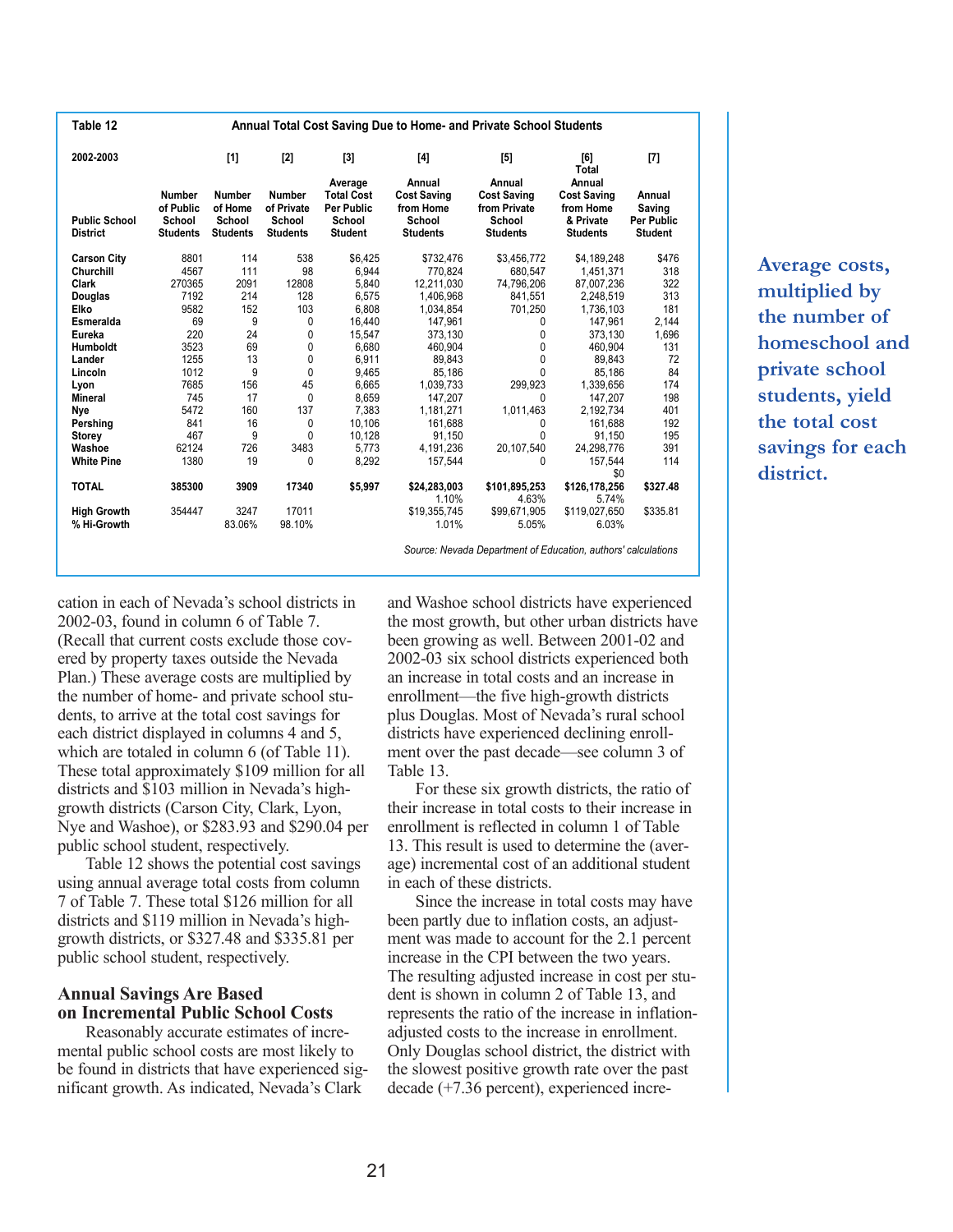**Table 12 — Annual Total Cost Saving Due to Home- and Private School Students**

| 2002-2003 Public School District | Number of Public School Students | [1] Number of Home School Students | [2] Number of Private School Students | [3] Average Total Cost Per Public School Student | [4] Annual Cost Saving from Home School Students | [5] Annual Cost Saving from Private School Students | [6] Total Annual Cost Saving from Home & Private Students | [7] Annual Saving Per Public Student |
|---|---|---|---|---|---|---|---|---|
| **Carson City** | 8801 | 114 | 538 | $6,425 | $732,476 | $3,456,772 | $4,189,248 | $476 |
| **Churchill** | 4567 | 111 | 98 | 6,944 | 770,824 | 680,547 | 1,451,371 | 318 |
| **Clark** | 270365 | 2091 | 12808 | 5,840 | 12,211,030 | 74,796,206 | 87,007,236 | 322 |
| **Douglas** | 7192 | 214 | 128 | 6,575 | 1,406,968 | 841,551 | 2,248,519 | 313 |
| **Elko** | 9582 | 152 | 103 | 6,808 | 1,034,854 | 701,250 | 1,736,103 | 181 |
| **Esmeralda** | 69 | 9 | 0 | 16,440 | 147,961 | 0 | 147,961 | 2,144 |
| **Eureka** | 220 | 24 | 0 | 15,547 | 373,130 | 0 | 373,130 | 1,696 |
| **Humboldt** | 3523 | 69 | 0 | 6,680 | 460,904 | 0 | 460,904 | 131 |
| **Lander** | 1255 | 13 | 0 | 6,911 | 89,843 | 0 | 89,843 | 72 |
| **Lincoln** | 1012 | 9 | 0 | 9,465 | 85,186 | 0 | 85,186 | 84 |
| **Lyon** | 7685 | 156 | 45 | 6,665 | 1,039,733 | 299,923 | 1,339,656 | 174 |
| **Mineral** | 745 | 17 | 0 | 8,659 | 147,207 | 0 | 147,207 | 198 |
| **Nye** | 5472 | 160 | 137 | 7,383 | 1,181,271 | 1,011,463 | 2,192,734 | 401 |
| **Pershing** | 841 | 16 | 0 | 10,106 | 161,688 | 0 | 161,688 | 192 |
| **Storey** | 467 | 9 | 0 | 10,128 | 91,150 | 0 | 91,150 | 195 |
| **Washoe** | 62124 | 726 | 3483 | 5,773 | 4,191,236 | 20,107,540 | 24,298,776 | 391 |
| **White Pine** | 1380 | 19 | 0 | 8,292 | 157,544 | 0 | 157,544 | 114 |
| | | | | | | | $0 | |
| **TOTAL** | **385300** | **3909** | **17340** | **$5,997** | **$24,283,003** | **$101,895,253** | **$126,178,256** | **$327.48** |
| | | | | | 1.10% | 4.63% | 5.74% | |
| **High Growth** | 354447 | 3247 | 17011 | | $19,355,745 | $99,671,905 | $119,027,650 | $335.81 |
| **% Hi-Growth** | | 83.06% | 98.10% | | 1.01% | 5.05% | 6.03% | |

*Source: Nevada Department of Education, authors' calculations*

cation in each of Nevada's school districts in 2002-03, found in column 6 of Table 7. (Recall that current costs exclude those covered by property taxes outside the Nevada Plan.) These average costs are multiplied by the number of home- and private school students, to arrive at the total cost savings for each district displayed in columns 4 and 5, which are totaled in column 6 (of Table 11). These total approximately $109 million for all districts and $103 million in Nevada's high-growth districts (Carson City, Clark, Lyon, Nye and Washoe), or $283.93 and $290.04 per public school student, respectively.

Table 12 shows the potential cost savings using annual average total costs from column 7 of Table 7. These total $126 million for all districts and $119 million in Nevada's high-growth districts, or $327.48 and $335.81 per public school student, respectively.

**Average costs, multiplied by the number of homeschool and private school students, yield the total cost savings for each district.**

### Annual Savings Are Based on Incremental Public School Costs

Reasonably accurate estimates of incremental public school costs are most likely to be found in districts that have experienced significant growth. As indicated, Nevada's Clark and Washoe school districts have experienced the most growth, but other urban districts have been growing as well. Between 2001-02 and 2002-03 six school districts experienced both an increase in total costs and an increase in enrollment—the five high-growth districts plus Douglas. Most of Nevada's rural school districts have experienced declining enrollment over the past decade—see column 3 of Table 13.

For these six growth districts, the ratio of their increase in total costs to their increase in enrollment is reflected in column 1 of Table 13. This result is used to determine the (average) incremental cost of an additional student in each of these districts.

Since the increase in total costs may have been partly due to inflation costs, an adjustment was made to account for the 2.1 percent increase in the CPI between the two years. The resulting adjusted increase in cost per student is shown in column 2 of Table 13, and represents the ratio of the increase in inflation-adjusted costs to the increase in enrollment. Only Douglas school district, the district with the slowest positive growth rate over the past decade (+7.36 percent), experienced incre-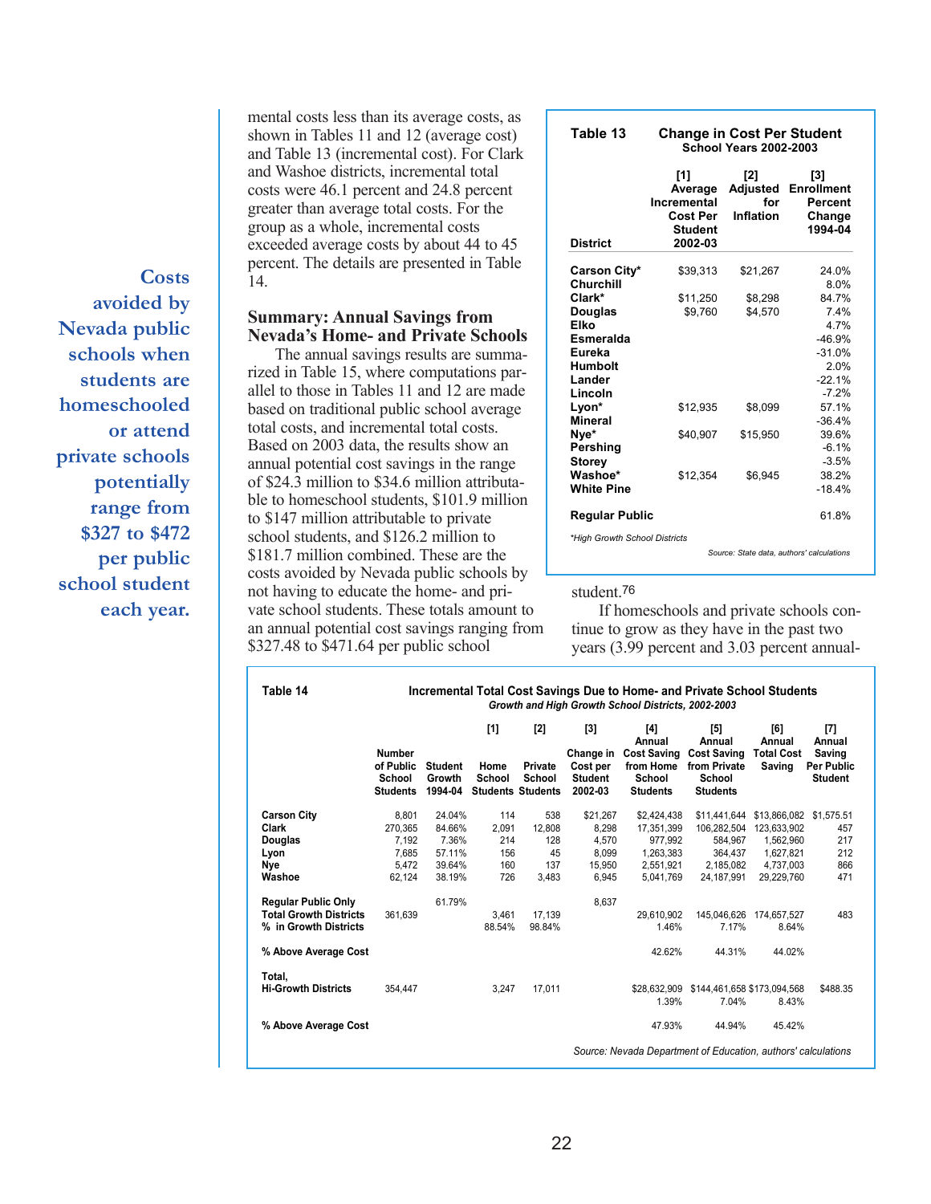mental costs less than its average costs, as shown in Tables 11 and 12 (average cost) and Table 13 (incremental cost). For Clark and Washoe districts, incremental total costs were 46.1 percent and 24.8 percent greater than average total costs. For the group as a whole, incremental costs exceeded average costs by about 44 to 45 percent. The details are presented in Table 14.

**Costs avoided by Nevada public schools when students are homeschooled or attend private schools potentially range from \$327 to \$472 per public school student each year.**

## Summary: Annual Savings from Nevada's Home- and Private Schools

The annual savings results are summarized in Table 15, where computations parallel to those in Tables 11 and 12 are made based on traditional public school average total costs, and incremental total costs. Based on 2003 data, the results show an annual potential cost savings in the range of \$24.3 million to \$34.6 million attributable to homeschool students, \$101.9 million to \$147 million attributable to private school students, and \$126.2 million to \$181.7 million combined. These are the costs avoided by Nevada public schools by not having to educate the home- and private school students. These totals amount to an annual potential cost savings ranging from \$327.48 to \$471.64 per public school student.[76]

**Table 13 — Change in Cost Per Student, School Years 2002-2003**

| District | [1] Average Incremental Cost Per Student 2002-03 | [2] Adjusted for Inflation | [3] Enrollment Percent Change 1994-04 |
|---|---|---|---|
| Carson City* | \$39,313 | \$21,267 | 24.0% |
| Churchill | | | 8.0% |
| Clark* | \$11,250 | \$8,298 | 84.7% |
| Douglas | \$9,760 | \$4,570 | 7.4% |
| Elko | | | 4.7% |
| Esmeralda | | | -46.9% |
| Eureka | | | -31.0% |
| Humbolt | | | 2.0% |
| Lander | | | -22.1% |
| Lincoln | | | -7.2% |
| Lyon* | \$12,935 | \$8,099 | 57.1% |
| Mineral | | | -36.4% |
| Nye* | \$40,907 | \$15,950 | 39.6% |
| Pershing | | | -6.1% |
| Storey | | | -3.5% |
| Washoe* | \$12,354 | \$6,945 | 38.2% |
| White Pine | | | -18.4% |
| Regular Public | | | 61.8% |

*High Growth School Districts

Source: State data, authors' calculations

If homeschools and private schools continue to grow as they have in the past two years (3.99 percent and 3.03 percent annual-

**Table 14 — Incremental Total Cost Savings Due to Home- and Private School Students, Growth and High Growth School Districts, 2002-2003**

| | Number of Public School Students | Student Growth 1994-04 | [1] Home School Students | [2] Private School Students | [3] Change in Cost per Student 2002-03 | [4] Annual Cost Saving from Home School Students | [5] Annual Cost Saving from Private School Students | [6] Annual Total Cost Saving | [7] Annual Saving Per Public Student |
|---|---|---|---|---|---|---|---|---|---|
| Carson City | 8,801 | 24.04% | 114 | 538 | \$21,267 | \$2,424,438 | \$11,441,644 | \$13,866,082 | \$1,575.51 |
| Clark | 270,365 | 84.66% | 2,091 | 12,808 | 8,298 | 17,351,399 | 106,282,504 | 123,633,902 | 457 |
| Douglas | 7,192 | 7.36% | 214 | 128 | 4,570 | 977,992 | 584,967 | 1,562,960 | 217 |
| Lyon | 7,685 | 57.11% | 156 | 45 | 8,099 | 1,263,383 | 364,437 | 1,627,821 | 212 |
| Nye | 5,472 | 39.64% | 160 | 137 | 15,950 | 2,551,921 | 2,185,082 | 4,737,003 | 866 |
| Washoe | 62,124 | 38.19% | 726 | 3,483 | 6,945 | 5,041,769 | 24,187,991 | 29,229,760 | 471 |
| Regular Public Only | | 61.79% | | | 8,637 | | | | |
| Total Growth Districts | 361,639 | | 3,461 | 17,139 | | 29,610,902 | 145,046,626 | 174,657,527 | 483 |
| % in Growth Districts | | | 88.54% | 98.84% | | 1.46% | 7.17% | 8.64% | |
| % Above Average Cost | | | | | | 42.62% | 44.31% | 44.02% | |
| Total, Hi-Growth Districts | 354,447 | | 3,247 | 17,011 | | \$28,632,909 | \$144,461,658 | \$173,094,568 | \$488.35 |
| | | | | | | 1.39% | 7.04% | 8.43% | |
| % Above Average Cost | | | | | | 47.93% | 44.94% | 45.42% | |

Source: Nevada Department of Education, authors' calculations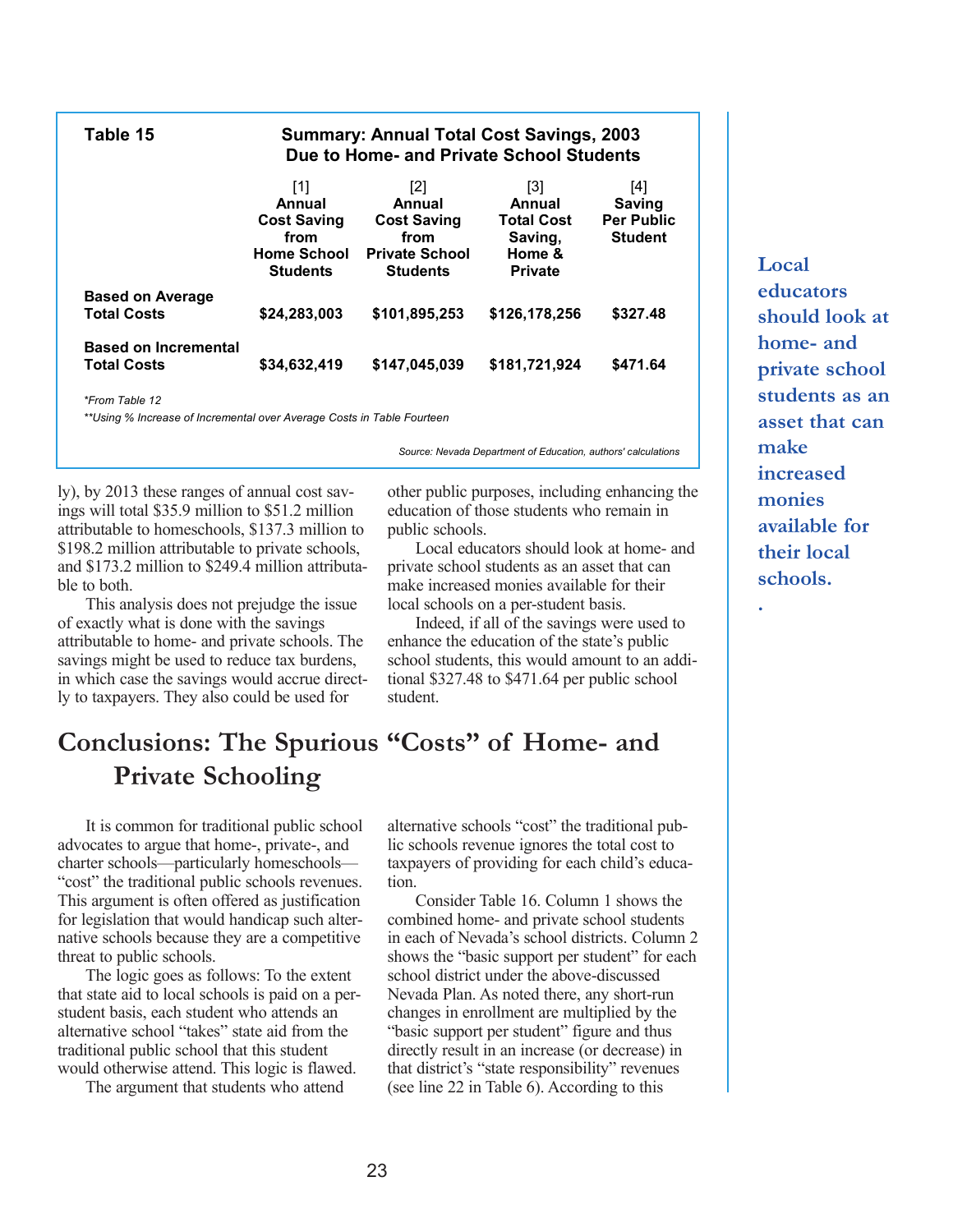**Table 15 — Summary: Annual Total Cost Savings, 2003 Due to Home- and Private School Students**

| | [1] Annual Cost Saving from Home School Students | [2] Annual Cost Saving from Private School Students | [3] Annual Total Cost Saving, Home & Private | [4] Saving Per Public Student |
|---|---|---|---|---|
| **Based on Average Total Costs** | $24,283,003 | $101,895,253 | $126,178,256 | $327.48 |
| **Based on Incremental Total Costs** | $34,632,419 | $147,045,039 | $181,721,924 | $471.64 |

*\*From Table 12*

*\*\*Using % Increase of Incremental over Average Costs in Table Fourteen*

*Source: Nevada Department of Education, authors' calculations*

ly), by 2013 these ranges of annual cost savings will total $35.9 million to $51.2 million attributable to homeschools, $137.3 million to $198.2 million attributable to private schools, and $173.2 million to $249.4 million attributable to both.

This analysis does not prejudge the issue of exactly what is done with the savings attributable to home- and private schools. The savings might be used to reduce tax burdens, in which case the savings would accrue directly to taxpayers. They also could be used for other public purposes, including enhancing the education of those students who remain in public schools.

Local educators should look at home- and private school students as an asset that can make increased monies available for their local schools on a per-student basis.

Indeed, if all of the savings were used to enhance the education of the state's public school students, this would amount to an additional $327.48 to $471.64 per public school student.

> **Local educators should look at home- and private school students as an asset that can make increased monies available for their local schools.**

## Conclusions: The Spurious "Costs" of Home- and Private Schooling

It is common for traditional public school advocates to argue that home-, private-, and charter schools—particularly homeschools—"cost" the traditional public schools revenues. This argument is often offered as justification for legislation that would handicap such alternative schools because they are a competitive threat to public schools.

The logic goes as follows: To the extent that state aid to local schools is paid on a per-student basis, each student who attends an alternative school "takes" state aid from the traditional public school that this student would otherwise attend. This logic is flawed.

The argument that students who attend alternative schools "cost" the traditional public schools revenue ignores the total cost to taxpayers of providing for each child's education.

Consider Table 16. Column 1 shows the combined home- and private school students in each of Nevada's school districts. Column 2 shows the "basic support per student" for each school district under the above-discussed Nevada Plan. As noted there, any short-run changes in enrollment are multiplied by the "basic support per student" figure and thus directly result in an increase (or decrease) in that district's "state responsibility" revenues (see line 22 in Table 6). According to this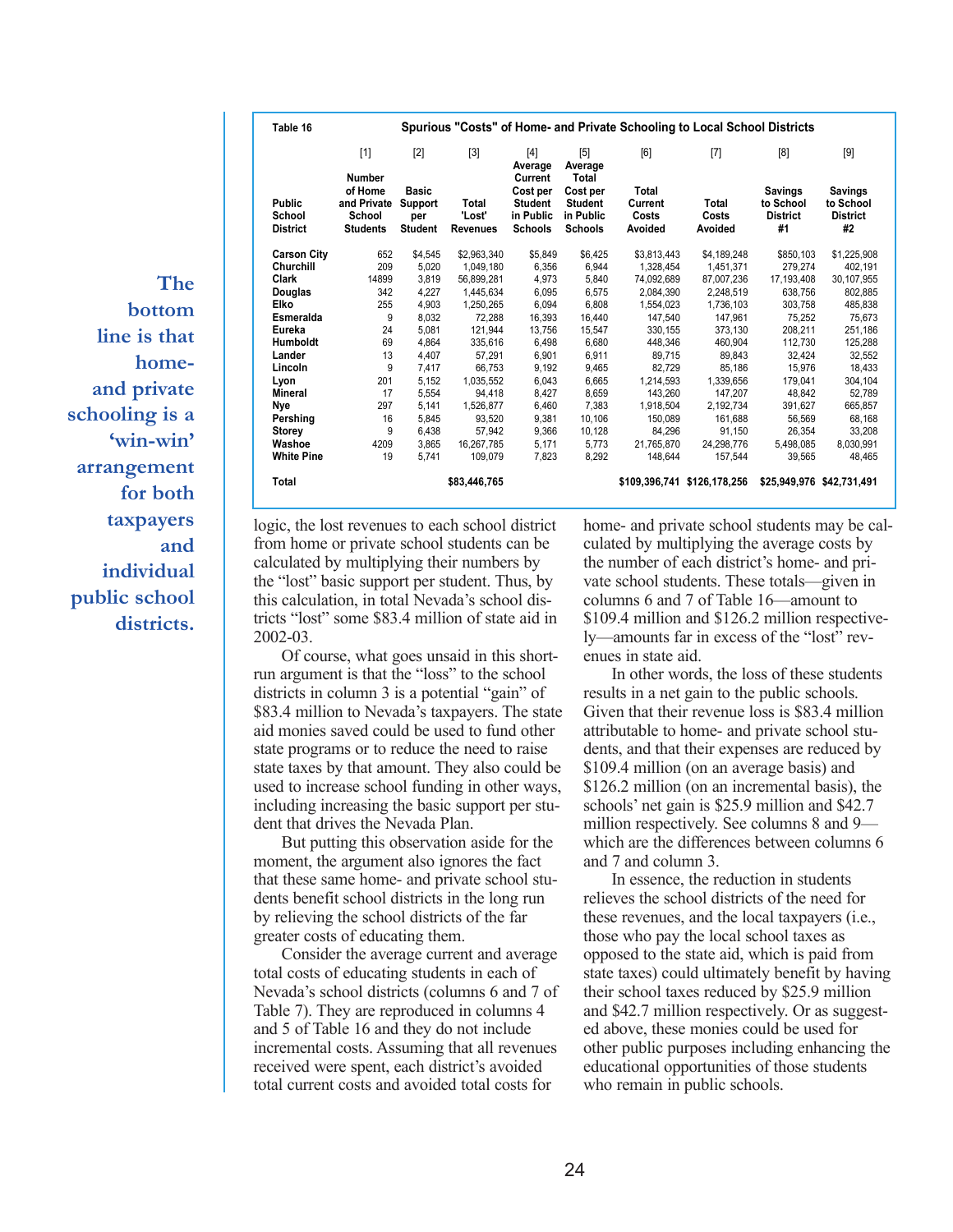**Table 16 Spurious "Costs" of Home- and Private Schooling to Local School Districts**

| Public School District | [1] Number of Home and Private School Students | [2] Basic Support per Student | [3] Total 'Lost' Revenues | [4] Average Current Cost per Student in Public Schools | [5] Average Total Cost per Student in Public Schools | [6] Total Current Costs Avoided | [7] Total Costs Avoided | [8] Savings to School District #1 | [9] Savings to School District #2 |
|---|---|---|---|---|---|---|---|---|---|
| Carson City | 652 | $4,545 | $2,963,340 | $5,849 | $6,425 | $3,813,443 | $4,189,248 | $850,103 | $1,225,908 |
| Churchill | 209 | 5,020 | 1,049,180 | 6,356 | 6,944 | 1,328,454 | 1,451,371 | 279,274 | 402,191 |
| Clark | 14899 | 3,819 | 56,899,281 | 4,973 | 5,840 | 74,092,689 | 87,007,236 | 17,193,408 | 30,107,955 |
| Douglas | 342 | 4,227 | 1,445,634 | 6,095 | 6,575 | 2,084,390 | 2,248,519 | 638,756 | 802,885 |
| Elko | 255 | 4,903 | 1,250,265 | 6,094 | 6,808 | 1,554,023 | 1,736,103 | 303,758 | 485,838 |
| Esmeralda | 9 | 8,032 | 72,288 | 16,393 | 16,440 | 147,540 | 147,961 | 75,252 | 75,673 |
| Eureka | 24 | 5,081 | 121,944 | 13,756 | 15,547 | 330,155 | 373,130 | 208,211 | 251,186 |
| Humboldt | 69 | 4,864 | 335,616 | 6,498 | 6,680 | 448,346 | 460,904 | 112,730 | 125,288 |
| Lander | 13 | 4,407 | 57,291 | 6,901 | 6,911 | 89,715 | 89,843 | 32,424 | 32,552 |
| Lincoln | 9 | 7,417 | 66,753 | 9,192 | 9,465 | 82,729 | 85,186 | 15,976 | 18,433 |
| Lyon | 201 | 5,152 | 1,035,552 | 6,043 | 6,665 | 1,214,593 | 1,339,656 | 179,041 | 304,104 |
| Mineral | 17 | 5,554 | 94,418 | 8,427 | 8,659 | 143,260 | 147,207 | 48,842 | 52,789 |
| Nye | 297 | 5,141 | 1,526,877 | 6,460 | 7,383 | 1,918,504 | 2,192,734 | 391,627 | 665,857 |
| Pershing | 16 | 5,845 | 93,520 | 9,381 | 10,106 | 150,089 | 161,688 | 56,569 | 68,168 |
| Storey | 9 | 6,438 | 57,942 | 9,366 | 10,128 | 84,296 | 91,150 | 26,354 | 33,208 |
| Washoe | 4209 | 3,865 | 16,267,785 | 5,171 | 5,773 | 21,765,870 | 24,298,776 | 5,498,085 | 8,030,991 |
| White Pine | 19 | 5,741 | 109,079 | 7,823 | 8,292 | 148,644 | 157,544 | 39,565 | 48,465 |
| Total | | | $83,446,765 | | | $109,396,741 | $126,178,256 | $25,949,976 | $42,731,491 |

**The bottom line is that home- and private schooling is a 'win-win' arrangement for both taxpayers and individual public school districts.**

logic, the lost revenues to each school district from home or private school students can be calculated by multiplying their numbers by the "lost" basic support per student. Thus, by this calculation, in total Nevada's school districts "lost" some $83.4 million of state aid in 2002-03.

Of course, what goes unsaid in this short-run argument is that the "loss" to the school districts in column 3 is a potential "gain" of $83.4 million to Nevada's taxpayers. The state aid monies saved could be used to fund other state programs or to reduce the need to raise state taxes by that amount. They also could be used to increase school funding in other ways, including increasing the basic support per student that drives the Nevada Plan.

But putting this observation aside for the moment, the argument also ignores the fact that these same home- and private school students benefit school districts in the long run by relieving the school districts of the far greater costs of educating them.

Consider the average current and average total costs of educating students in each of Nevada's school districts (columns 6 and 7 of Table 7). They are reproduced in columns 4 and 5 of Table 16 and they do not include incremental costs. Assuming that all revenues received were spent, each district's avoided total current costs and avoided total costs for home- and private school students may be calculated by multiplying the average costs by the number of each district's home- and private school students. These totals—given in columns 6 and 7 of Table 16—amount to $109.4 million and $126.2 million respectively—amounts far in excess of the "lost" revenues in state aid.

In other words, the loss of these students results in a net gain to the public schools. Given that their revenue loss is $83.4 million attributable to home- and private school students, and that their expenses are reduced by $109.4 million (on an average basis) and $126.2 million (on an incremental basis), the schools' net gain is $25.9 million and $42.7 million respectively. See columns 8 and 9—which are the differences between columns 6 and 7 and column 3.

In essence, the reduction in students relieves the school districts of the need for these revenues, and the local taxpayers (i.e., those who pay the local school taxes as opposed to the state aid, which is paid from state taxes) could ultimately benefit by having their school taxes reduced by $25.9 million and $42.7 million respectively. Or as suggested above, these monies could be used for other public purposes including enhancing the educational opportunities of those students who remain in public schools.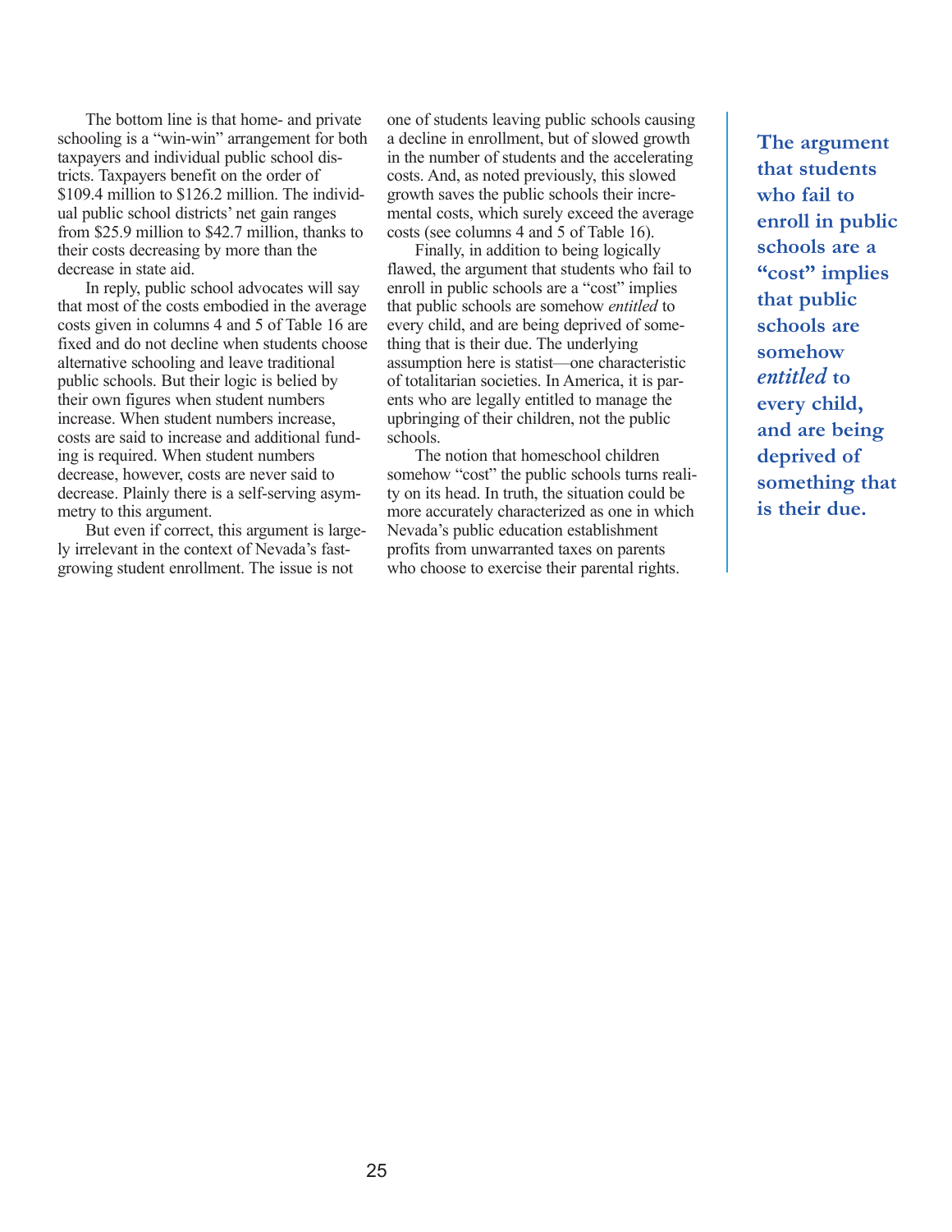The bottom line is that home- and private schooling is a "win-win" arrangement for both taxpayers and individual public school districts. Taxpayers benefit on the order of $109.4 million to $126.2 million. The individual public school districts' net gain ranges from $25.9 million to $42.7 million, thanks to their costs decreasing by more than the decrease in state aid.

In reply, public school advocates will say that most of the costs embodied in the average costs given in columns 4 and 5 of Table 16 are fixed and do not decline when students choose alternative schooling and leave traditional public schools. But their logic is belied by their own figures when student numbers increase. When student numbers increase, costs are said to increase and additional funding is required. When student numbers decrease, however, costs are never said to decrease. Plainly there is a self-serving asymmetry to this argument.

But even if correct, this argument is largely irrelevant in the context of Nevada's fast-growing student enrollment. The issue is not one of students leaving public schools causing a decline in enrollment, but of slowed growth in the number of students and the accelerating costs. And, as noted previously, this slowed growth saves the public schools their incremental costs, which surely exceed the average costs (see columns 4 and 5 of Table 16).

Finally, in addition to being logically flawed, the argument that students who fail to enroll in public schools are a "cost" implies that public schools are somehow *entitled* to every child, and are being deprived of something that is their due. The underlying assumption here is statist—one characteristic of totalitarian societies. In America, it is parents who are legally entitled to manage the upbringing of their children, not the public schools.

The notion that homeschool children somehow "cost" the public schools turns reality on its head. In truth, the situation could be more accurately characterized as one in which Nevada's public education establishment profits from unwarranted taxes on parents who choose to exercise their parental rights.

**The argument that students who fail to enroll in public schools are a "cost" implies that public schools are somehow *entitled* to every child, and are being deprived of something that is their due.**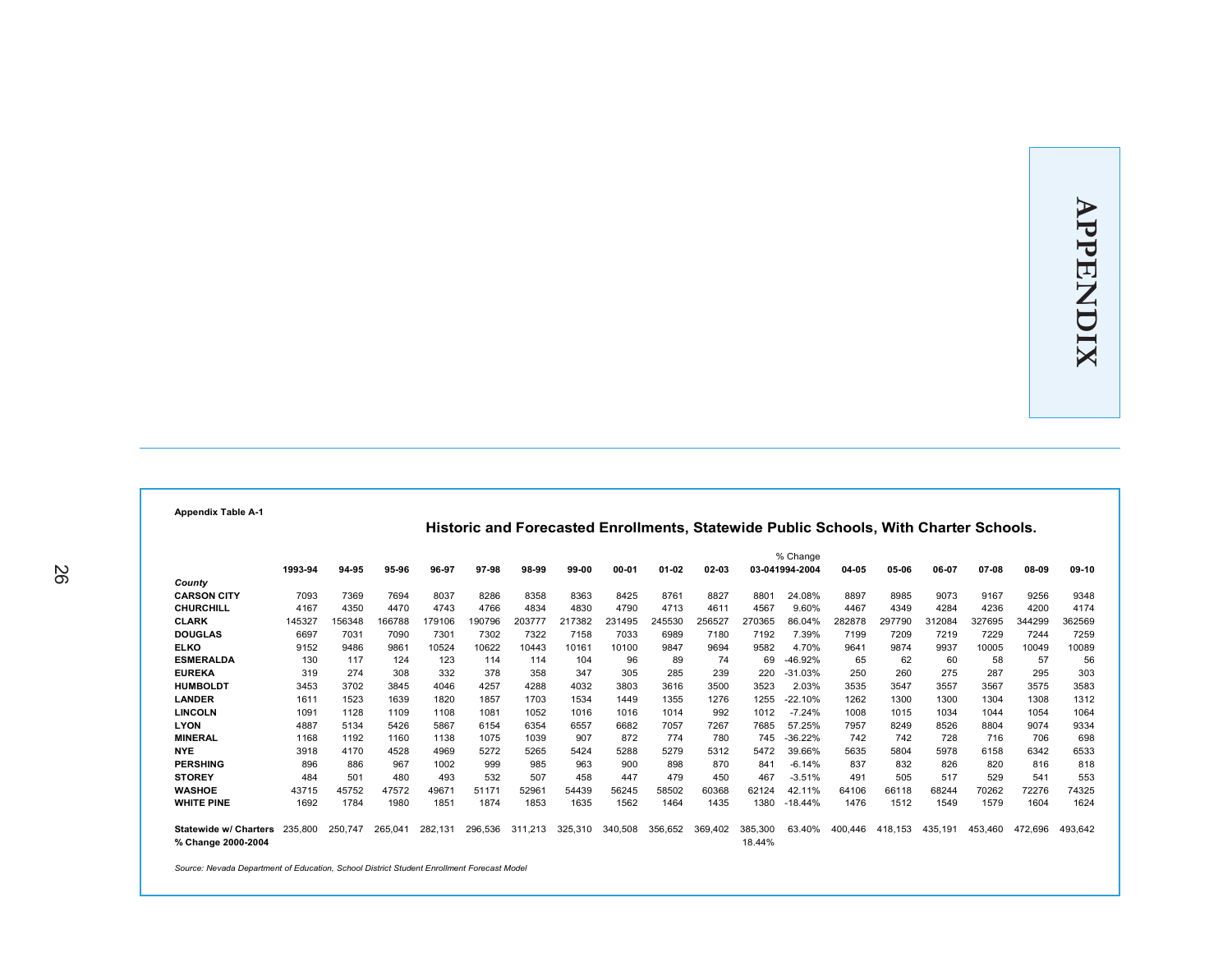# APPENDIX

Appendix Table A-1

## Historic and Forecasted Enrollments, Statewide Public Schools, With Charter Schools.

| County | 1993-94 | 94-95 | 95-96 | 96-97 | 97-98 | 98-99 | 99-00 | 00-01 | 01-02 | 02-03 | 03-04 | % Change 1994-2004 | 04-05 | 05-06 | 06-07 | 07-08 | 08-09 | 09-10 |
|---|---|---|---|---|---|---|---|---|---|---|---|---|---|---|---|---|---|---|
| **CARSON CITY** | 7093 | 7369 | 7694 | 8037 | 8286 | 8358 | 8363 | 8425 | 8761 | 8827 | 8801 | 24.08% | 8897 | 8985 | 9073 | 9167 | 9256 | 9348 |
| **CHURCHILL** | 4167 | 4350 | 4470 | 4743 | 4766 | 4834 | 4830 | 4790 | 4713 | 4611 | 4567 | 9.60% | 4467 | 4349 | 4284 | 4236 | 4200 | 4174 |
| **CLARK** | 145327 | 156348 | 166788 | 179106 | 190796 | 203777 | 217382 | 231495 | 245530 | 256527 | 270365 | 86.04% | 282878 | 297790 | 312084 | 327695 | 344299 | 362569 |
| **DOUGLAS** | 6697 | 7031 | 7090 | 7301 | 7302 | 7322 | 7158 | 7033 | 6989 | 7180 | 7192 | 7.39% | 7199 | 7209 | 7219 | 7229 | 7244 | 7259 |
| **ELKO** | 9152 | 9486 | 9861 | 10524 | 10622 | 10443 | 10161 | 10100 | 9847 | 9694 | 9582 | 4.70% | 9641 | 9874 | 9937 | 10005 | 10049 | 10089 |
| **ESMERALDA** | 130 | 117 | 124 | 123 | 114 | 114 | 104 | 96 | 89 | 74 | 69 | -46.92% | 65 | 62 | 60 | 58 | 57 | 56 |
| **EUREKA** | 319 | 274 | 308 | 332 | 378 | 358 | 347 | 305 | 285 | 239 | 220 | -31.03% | 250 | 260 | 275 | 287 | 295 | 303 |
| **HUMBOLDT** | 3453 | 3702 | 3845 | 4046 | 4257 | 4288 | 4032 | 3803 | 3616 | 3500 | 3523 | 2.03% | 3535 | 3547 | 3557 | 3567 | 3575 | 3583 |
| **LANDER** | 1611 | 1523 | 1639 | 1820 | 1857 | 1703 | 1534 | 1449 | 1355 | 1276 | 1255 | -22.10% | 1262 | 1300 | 1300 | 1304 | 1308 | 1312 |
| **LINCOLN** | 1091 | 1128 | 1109 | 1108 | 1081 | 1052 | 1016 | 1016 | 1014 | 992 | 1012 | -7.24% | 1008 | 1015 | 1034 | 1044 | 1054 | 1064 |
| **LYON** | 4887 | 5134 | 5426 | 5867 | 6154 | 6354 | 6557 | 6682 | 7057 | 7267 | 7685 | 57.25% | 7957 | 8249 | 8526 | 8804 | 9074 | 9334 |
| **MINERAL** | 1168 | 1192 | 1160 | 1138 | 1075 | 1039 | 907 | 872 | 774 | 780 | 745 | -36.22% | 742 | 742 | 728 | 716 | 706 | 698 |
| **NYE** | 3918 | 4170 | 4528 | 4969 | 5272 | 5265 | 5424 | 5288 | 5279 | 5312 | 5472 | 39.66% | 5635 | 5804 | 5978 | 6158 | 6342 | 6533 |
| **PERSHING** | 896 | 886 | 967 | 1002 | 999 | 985 | 963 | 900 | 898 | 870 | 841 | -6.14% | 837 | 832 | 826 | 820 | 816 | 818 |
| **STOREY** | 484 | 501 | 480 | 493 | 532 | 507 | 458 | 447 | 479 | 450 | 467 | -3.51% | 491 | 505 | 517 | 529 | 541 | 553 |
| **WASHOE** | 43715 | 45752 | 47572 | 49671 | 51171 | 52961 | 54439 | 56245 | 58502 | 60368 | 62124 | 42.11% | 64106 | 66118 | 68244 | 70262 | 72276 | 74325 |
| **WHITE PINE** | 1692 | 1784 | 1980 | 1851 | 1874 | 1853 | 1635 | 1562 | 1464 | 1435 | 1380 | -18.44% | 1476 | 1512 | 1549 | 1579 | 1604 | 1624 |
| **Statewide w/ Charters** | 235,800 | 250,747 | 265,041 | 282,131 | 296,536 | 311,213 | 325,310 | 340,508 | 356,652 | 369,402 | 385,300 | 63.40% | 400,446 | 418,153 | 435,191 | 453,460 | 472,696 | 493,642 |
| **% Change 2000-2004** | | | | | | | | | | | 18.44% | | | | | | | |

*Source: Nevada Department of Education, School District Student Enrollment Forecast Model*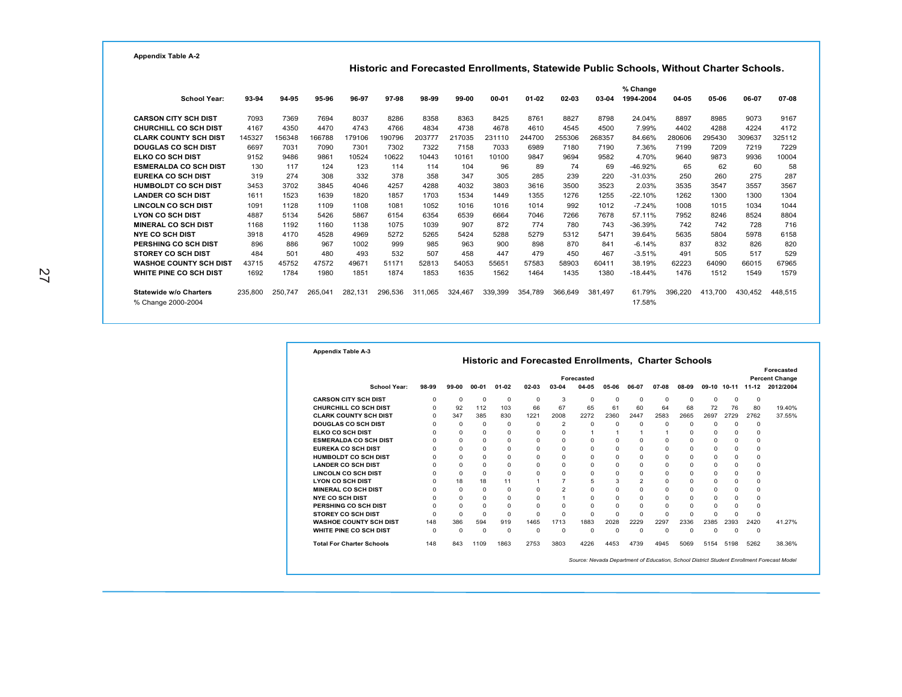Appendix Table A-2

## Historic and Forecasted Enrollments, Statewide Public Schools, Without Charter Schools.

| School Year: | 93-94 | 94-95 | 95-96 | 96-97 | 97-98 | 98-99 | 99-00 | 00-01 | 01-02 | 02-03 | 03-04 | % Change 1994-2004 | 04-05 | 05-06 | 06-07 | 07-08 |
|---|---|---|---|---|---|---|---|---|---|---|---|---|---|---|---|---|
| **CARSON CITY SCH DIST** | 7093 | 7369 | 7694 | 8037 | 8286 | 8358 | 8363 | 8425 | 8761 | 8827 | 8798 | 24.04% | 8897 | 8985 | 9073 | 9167 |
| **CHURCHILL CO SCH DIST** | 4167 | 4350 | 4470 | 4743 | 4766 | 4834 | 4738 | 4678 | 4610 | 4545 | 4500 | 7.99% | 4402 | 4288 | 4224 | 4172 |
| **CLARK COUNTY SCH DIST** | 145327 | 156348 | 166788 | 179106 | 190796 | 203777 | 217035 | 231110 | 244700 | 255306 | 268357 | 84.66% | 280606 | 295430 | 309637 | 325112 |
| **DOUGLAS CO SCH DIST** | 6697 | 7031 | 7090 | 7301 | 7302 | 7322 | 7158 | 7033 | 6989 | 7180 | 7190 | 7.36% | 7199 | 7209 | 7219 | 7229 |
| **ELKO CO SCH DIST** | 9152 | 9486 | 9861 | 10524 | 10622 | 10443 | 10161 | 10100 | 9847 | 9694 | 9582 | 4.70% | 9640 | 9873 | 9936 | 10004 |
| **ESMERALDA CO SCH DIST** | 130 | 117 | 124 | 123 | 114 | 114 | 104 | 96 | 89 | 74 | 69 | -46.92% | 65 | 62 | 60 | 58 |
| **EUREKA CO SCH DIST** | 319 | 274 | 308 | 332 | 378 | 358 | 347 | 305 | 285 | 239 | 220 | -31.03% | 250 | 260 | 275 | 287 |
| **HUMBOLDT CO SCH DIST** | 3453 | 3702 | 3845 | 4046 | 4257 | 4288 | 4032 | 3803 | 3616 | 3500 | 3523 | 2.03% | 3535 | 3547 | 3557 | 3567 |
| **LANDER CO SCH DIST** | 1611 | 1523 | 1639 | 1820 | 1857 | 1703 | 1534 | 1449 | 1355 | 1276 | 1255 | -22.10% | 1262 | 1300 | 1300 | 1304 |
| **LINCOLN CO SCH DIST** | 1091 | 1128 | 1109 | 1108 | 1081 | 1052 | 1016 | 1016 | 1014 | 992 | 1012 | -7.24% | 1008 | 1015 | 1034 | 1044 |
| **LYON CO SCH DIST** | 4887 | 5134 | 5426 | 5867 | 6154 | 6354 | 6539 | 6664 | 7046 | 7266 | 7678 | 57.11% | 7952 | 8246 | 8524 | 8804 |
| **MINERAL CO SCH DIST** | 1168 | 1192 | 1160 | 1138 | 1075 | 1039 | 907 | 872 | 774 | 780 | 743 | -36.39% | 742 | 742 | 728 | 716 |
| **NYE CO SCH DIST** | 3918 | 4170 | 4528 | 4969 | 5272 | 5265 | 5424 | 5288 | 5279 | 5312 | 5471 | 39.64% | 5635 | 5804 | 5978 | 6158 |
| **PERSHING CO SCH DIST** | 896 | 886 | 967 | 1002 | 999 | 985 | 963 | 900 | 898 | 870 | 841 | -6.14% | 837 | 832 | 826 | 820 |
| **STOREY CO SCH DIST** | 484 | 501 | 480 | 493 | 532 | 507 | 458 | 447 | 479 | 450 | 467 | -3.51% | 491 | 505 | 517 | 529 |
| **WASHOE COUNTY SCH DIST** | 43715 | 45752 | 47572 | 49671 | 51171 | 52813 | 54053 | 55651 | 57583 | 58903 | 60411 | 38.19% | 62223 | 64090 | 66015 | 67965 |
| **WHITE PINE CO SCH DIST** | 1692 | 1784 | 1980 | 1851 | 1874 | 1853 | 1635 | 1562 | 1464 | 1435 | 1380 | -18.44% | 1476 | 1512 | 1549 | 1579 |
| **Statewide w/o Charters** | 235,800 | 250,747 | 265,041 | 282,131 | 296,536 | 311,065 | 324,467 | 339,399 | 354,789 | 366,649 | 381,497 | 61.79% | 396,220 | 413,700 | 430,452 | 448,515 |
| % Change 2000-2004 | | | | | | | | | | | | 17.58% | | | | |

Appendix Table A-3

## Historic and Forecasted Enrollments, Charter Schools

| | | | | | | | Forecasted | | | | | | | | Forecasted Percent Change |
|---|---|---|---|---|---|---|---|---|---|---|---|---|---|---|---|
| **School Year:** | **98-99** | **99-00** | **00-01** | **01-02** | **02-03** | **03-04** | **04-05** | **05-06** | **06-07** | **07-08** | **08-09** | **09-10** | **10-11** | **11-12** | **2012/2004** |
| **CARSON CITY SCH DIST** | 0 | 0 | 0 | 0 | 0 | 3 | 0 | 0 | 0 | 0 | 0 | 0 | 0 | 0 | |
| **CHURCHILL CO SCH DIST** | 0 | 92 | 112 | 103 | 66 | 67 | 65 | 61 | 60 | 64 | 68 | 72 | 76 | 80 | 19.40% |
| **CLARK COUNTY SCH DIST** | 0 | 347 | 385 | 830 | 1221 | 2008 | 2272 | 2360 | 2447 | 2583 | 2665 | 2697 | 2729 | 2762 | 37.55% |
| **DOUGLAS CO SCH DIST** | 0 | 0 | 0 | 0 | 0 | 2 | 0 | 0 | 0 | 0 | 0 | 0 | 0 | 0 | |
| **ELKO CO SCH DIST** | 0 | 0 | 0 | 0 | 0 | 0 | 1 | 1 | 1 | 1 | 0 | 0 | 0 | 0 | |
| **ESMERALDA CO SCH DIST** | 0 | 0 | 0 | 0 | 0 | 0 | 0 | 0 | 0 | 0 | 0 | 0 | 0 | 0 | |
| **EUREKA CO SCH DIST** | 0 | 0 | 0 | 0 | 0 | 0 | 0 | 0 | 0 | 0 | 0 | 0 | 0 | 0 | |
| **HUMBOLDT CO SCH DIST** | 0 | 0 | 0 | 0 | 0 | 0 | 0 | 0 | 0 | 0 | 0 | 0 | 0 | 0 | |
| **LANDER CO SCH DIST** | 0 | 0 | 0 | 0 | 0 | 0 | 0 | 0 | 0 | 0 | 0 | 0 | 0 | 0 | |
| **LINCOLN CO SCH DIST** | 0 | 0 | 0 | 0 | 0 | 0 | 0 | 0 | 0 | 0 | 0 | 0 | 0 | 0 | |
| **LYON CO SCH DIST** | 0 | 18 | 18 | 11 | 1 | 7 | 5 | 3 | 2 | 0 | 0 | 0 | 0 | 0 | |
| **MINERAL CO SCH DIST** | 0 | 0 | 0 | 0 | 0 | 2 | 0 | 0 | 0 | 0 | 0 | 0 | 0 | 0 | |
| **NYE CO SCH DIST** | 0 | 0 | 0 | 0 | 0 | 1 | 0 | 0 | 0 | 0 | 0 | 0 | 0 | 0 | |
| **PERSHING CO SCH DIST** | 0 | 0 | 0 | 0 | 0 | 0 | 0 | 0 | 0 | 0 | 0 | 0 | 0 | 0 | |
| **STOREY CO SCH DIST** | 0 | 0 | 0 | 0 | 0 | 0 | 0 | 0 | 0 | 0 | 0 | 0 | 0 | 0 | |
| **WASHOE COUNTY SCH DIST** | 148 | 386 | 594 | 919 | 1465 | 1713 | 1883 | 2028 | 2229 | 2297 | 2336 | 2385 | 2393 | 2420 | 41.27% |
| **WHITE PINE CO SCH DIST** | 0 | 0 | 0 | 0 | 0 | 0 | 0 | 0 | 0 | 0 | 0 | 0 | 0 | 0 | |
| **Total For Charter Schools** | 148 | 843 | 1109 | 1863 | 2753 | 3803 | 4226 | 4453 | 4739 | 4945 | 5069 | 5154 | 5198 | 5262 | 38.36% |

*Source: Nevada Department of Education, School District Student Enrollment Forecast Model*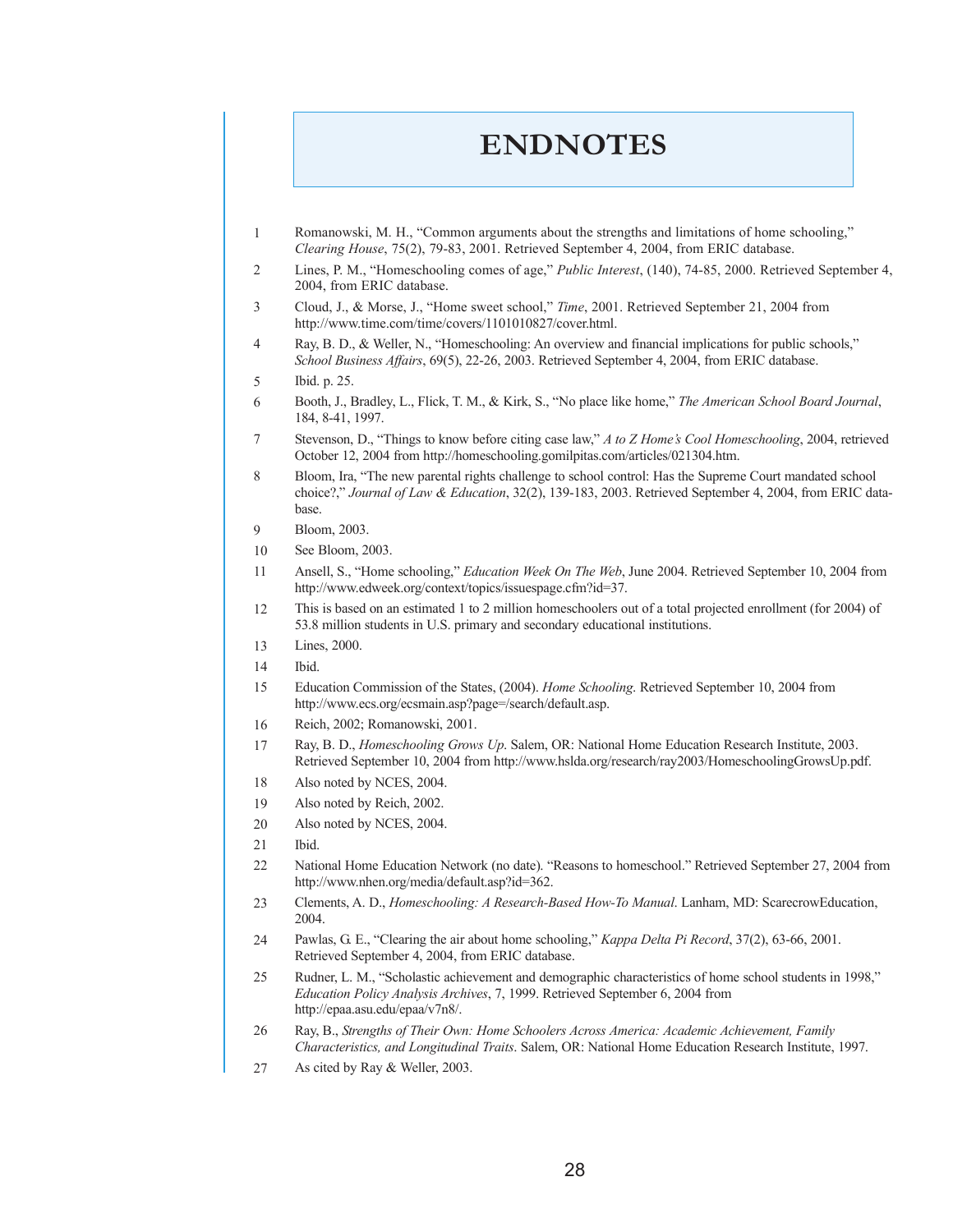# ENDNOTES

1. Romanowski, M. H., "Common arguments about the strengths and limitations of home schooling," *Clearing House*, 75(2), 79-83, 2001. Retrieved September 4, 2004, from ERIC database.
2. Lines, P. M., "Homeschooling comes of age," *Public Interest*, (140), 74-85, 2000. Retrieved September 4, 2004, from ERIC database.
3. Cloud, J., & Morse, J., "Home sweet school," *Time*, 2001. Retrieved September 21, 2004 from http://www.time.com/time/covers/1101010827/cover.html.
4. Ray, B. D., & Weller, N., "Homeschooling: An overview and financial implications for public schools," *School Business Affairs*, 69(5), 22-26, 2003. Retrieved September 4, 2004, from ERIC database.
5. Ibid. p. 25.
6. Booth, J., Bradley, L., Flick, T. M., & Kirk, S., "No place like home," *The American School Board Journal*, 184, 8-41, 1997.
7. Stevenson, D., "Things to know before citing case law," *A to Z Home's Cool Homeschooling*, 2004, retrieved October 12, 2004 from http://homeschooling.gomilpitas.com/articles/021304.htm.
8. Bloom, Ira, "The new parental rights challenge to school control: Has the Supreme Court mandated school choice?," *Journal of Law & Education*, 32(2), 139-183, 2003. Retrieved September 4, 2004, from ERIC database.
9. Bloom, 2003.
10. See Bloom, 2003.
11. Ansell, S., "Home schooling," *Education Week On The Web*, June 2004. Retrieved September 10, 2004 from http://www.edweek.org/context/topics/issuespage.cfm?id=37.
12. This is based on an estimated 1 to 2 million homeschoolers out of a total projected enrollment (for 2004) of 53.8 million students in U.S. primary and secondary educational institutions.
13. Lines, 2000.
14. Ibid.
15. Education Commission of the States, (2004). *Home Schooling*. Retrieved September 10, 2004 from http://www.ecs.org/ecsmain.asp?page=/search/default.asp.
16. Reich, 2002; Romanowski, 2001.
17. Ray, B. D., *Homeschooling Grows Up*. Salem, OR: National Home Education Research Institute, 2003. Retrieved September 10, 2004 from http://www.hslda.org/research/ray2003/HomeschoolingGrowsUp.pdf.
18. Also noted by NCES, 2004.
19. Also noted by Reich, 2002.
20. Also noted by NCES, 2004.
21. Ibid.
22. National Home Education Network (no date). "Reasons to homeschool." Retrieved September 27, 2004 from http://www.nhen.org/media/default.asp?id=362.
23. Clements, A. D., *Homeschooling: A Research-Based How-To Manual*. Lanham, MD: ScarecrowEducation, 2004.
24. Pawlas, G. E., "Clearing the air about home schooling," *Kappa Delta Pi Record*, 37(2), 63-66, 2001. Retrieved September 4, 2004, from ERIC database.
25. Rudner, L. M., "Scholastic achievement and demographic characteristics of home school students in 1998," *Education Policy Analysis Archives*, 7, 1999. Retrieved September 6, 2004 from http://epaa.asu.edu/epaa/v7n8/.
26. Ray, B., *Strengths of Their Own: Home Schoolers Across America: Academic Achievement, Family Characteristics, and Longitudinal Traits*. Salem, OR: National Home Education Research Institute, 1997.
27. As cited by Ray & Weller, 2003.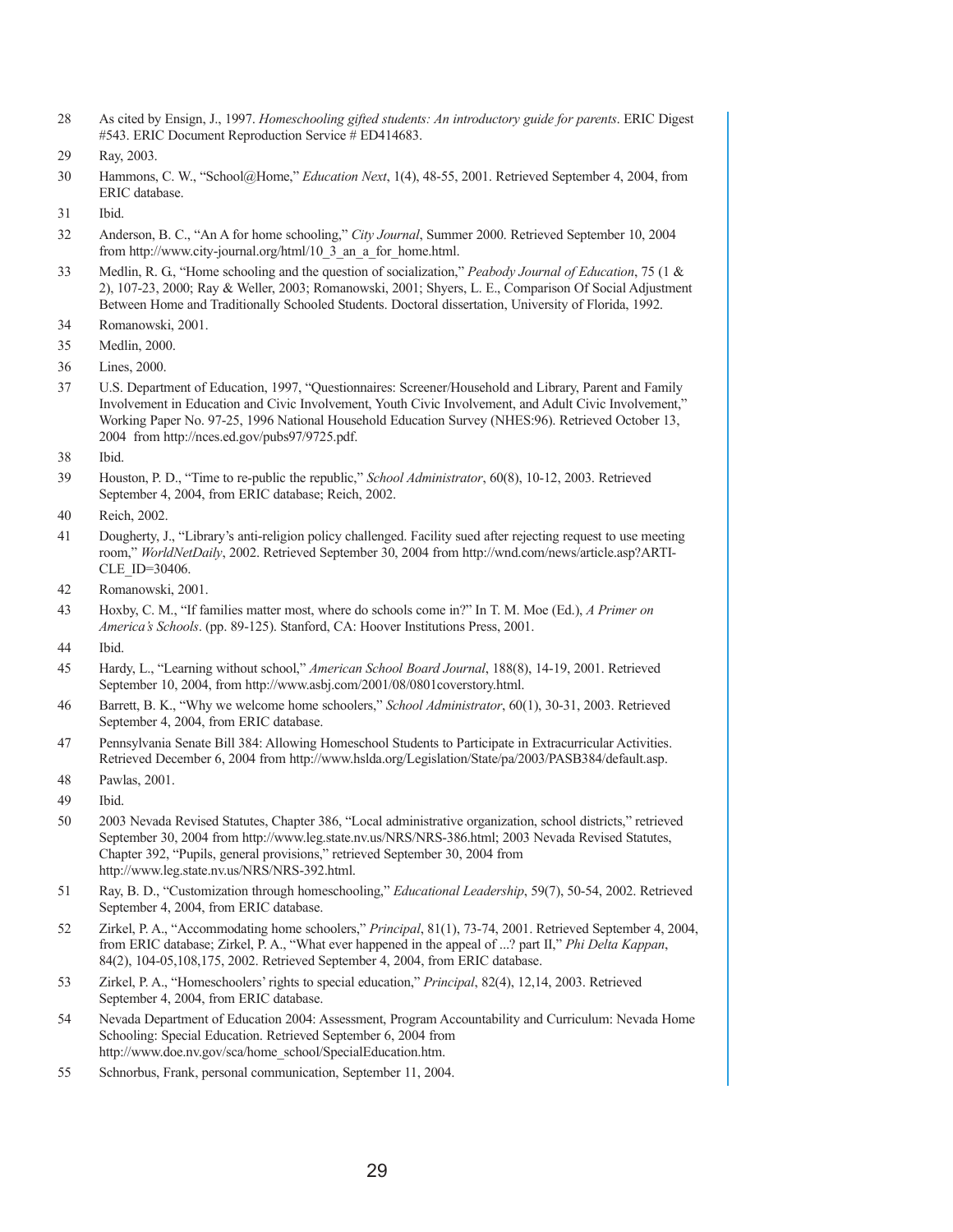28 As cited by Ensign, J., 1997. *Homeschooling gifted students: An introductory guide for parents*. ERIC Digest #543. ERIC Document Reproduction Service # ED414683.

29 Ray, 2003.

30 Hammons, C. W., "School@Home," *Education Next*, 1(4), 48-55, 2001. Retrieved September 4, 2004, from ERIC database.

31 Ibid.

32 Anderson, B. C., "An A for home schooling," *City Journal*, Summer 2000. Retrieved September 10, 2004 from http://www.city-journal.org/html/10_3_an_a_for_home.html.

33 Medlin, R. G., "Home schooling and the question of socialization," *Peabody Journal of Education*, 75 (1 & 2), 107-23, 2000; Ray & Weller, 2003; Romanowski, 2001; Shyers, L. E., Comparison Of Social Adjustment Between Home and Traditionally Schooled Students. Doctoral dissertation, University of Florida, 1992.

34 Romanowski, 2001.

35 Medlin, 2000.

36 Lines, 2000.

37 U.S. Department of Education, 1997, "Questionnaires: Screener/Household and Library, Parent and Family Involvement in Education and Civic Involvement, Youth Civic Involvement, and Adult Civic Involvement," Working Paper No. 97-25, 1996 National Household Education Survey (NHES:96). Retrieved October 13, 2004 from http://nces.ed.gov/pubs97/9725.pdf.

38 Ibid.

39 Houston, P. D., "Time to re-public the republic," *School Administrator*, 60(8), 10-12, 2003. Retrieved September 4, 2004, from ERIC database; Reich, 2002.

40 Reich, 2002.

41 Dougherty, J., "Library's anti-religion policy challenged. Facility sued after rejecting request to use meeting room," *WorldNetDaily*, 2002. Retrieved September 30, 2004 from http://wnd.com/news/article.asp?ARTICLE_ID=30406.

42 Romanowski, 2001.

43 Hoxby, C. M., "If families matter most, where do schools come in?" In T. M. Moe (Ed.), *A Primer on America's Schools*. (pp. 89-125). Stanford, CA: Hoover Institutions Press, 2001.

44 Ibid.

45 Hardy, L., "Learning without school," *American School Board Journal*, 188(8), 14-19, 2001. Retrieved September 10, 2004, from http://www.asbj.com/2001/08/0801coverstory.html.

46 Barrett, B. K., "Why we welcome home schoolers," *School Administrator*, 60(1), 30-31, 2003. Retrieved September 4, 2004, from ERIC database.

47 Pennsylvania Senate Bill 384: Allowing Homeschool Students to Participate in Extracurricular Activities. Retrieved December 6, 2004 from http://www.hslda.org/Legislation/State/pa/2003/PASB384/default.asp.

48 Pawlas, 2001.

49 Ibid.

50 2003 Nevada Revised Statutes, Chapter 386, "Local administrative organization, school districts," retrieved September 30, 2004 from http://www.leg.state.nv.us/NRS/NRS-386.html; 2003 Nevada Revised Statutes, Chapter 392, "Pupils, general provisions," retrieved September 30, 2004 from http://www.leg.state.nv.us/NRS/NRS-392.html.

51 Ray, B. D., "Customization through homeschooling," *Educational Leadership*, 59(7), 50-54, 2002. Retrieved September 4, 2004, from ERIC database.

52 Zirkel, P. A., "Accommodating home schoolers," *Principal*, 81(1), 73-74, 2001. Retrieved September 4, 2004, from ERIC database; Zirkel, P. A., "What ever happened in the appeal of ...? part II," *Phi Delta Kappan*, 84(2), 104-05,108,175, 2002. Retrieved September 4, 2004, from ERIC database.

53 Zirkel, P. A., "Homeschoolers' rights to special education," *Principal*, 82(4), 12,14, 2003. Retrieved September 4, 2004, from ERIC database.

54 Nevada Department of Education 2004: Assessment, Program Accountability and Curriculum: Nevada Home Schooling: Special Education. Retrieved September 6, 2004 from http://www.doe.nv.gov/sca/home_school/SpecialEducation.htm.

55 Schnorbus, Frank, personal communication, September 11, 2004.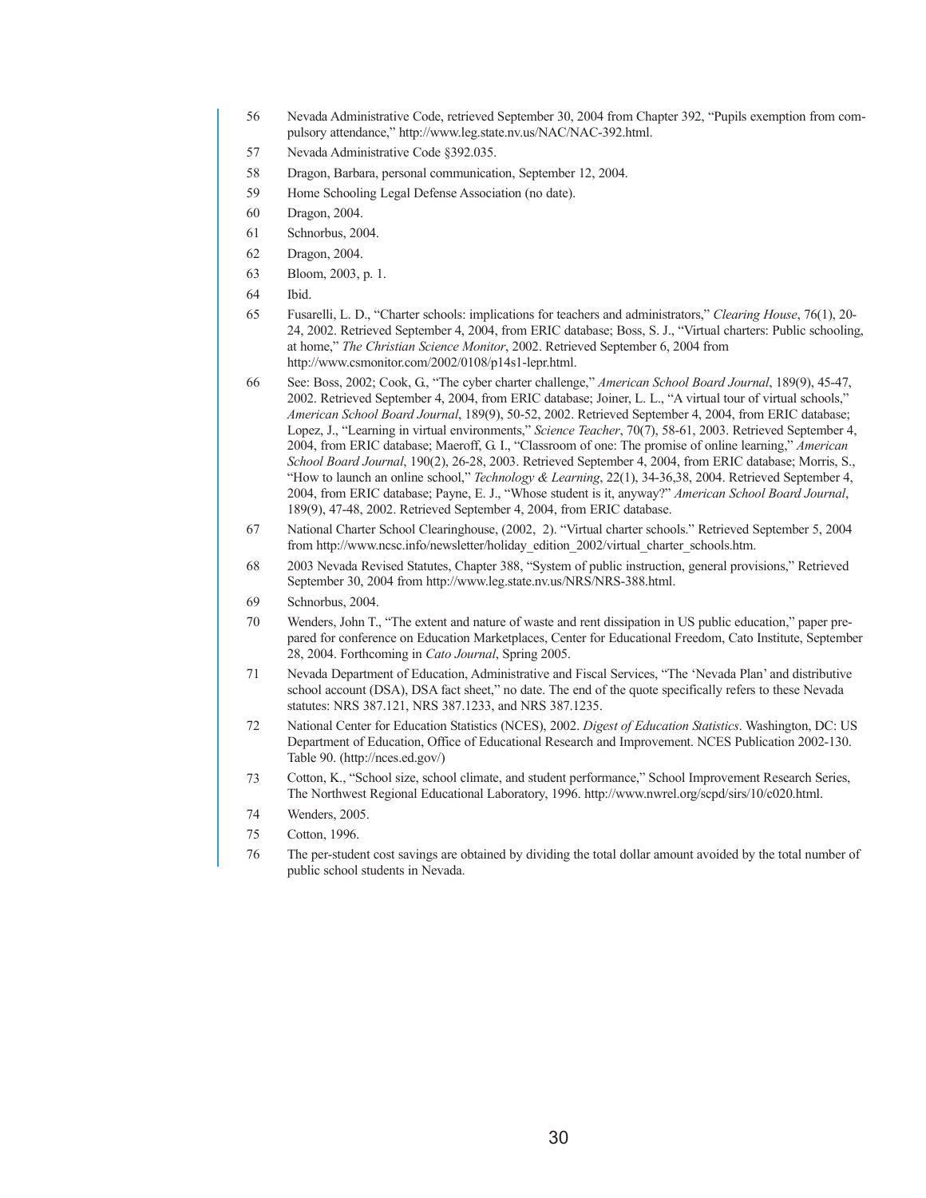56 Nevada Administrative Code, retrieved September 30, 2004 from Chapter 392, "Pupils exemption from compulsory attendance," http://www.leg.state.nv.us/NAC/NAC-392.html.

57 Nevada Administrative Code §392.035.

58 Dragon, Barbara, personal communication, September 12, 2004.

59 Home Schooling Legal Defense Association (no date).

60 Dragon, 2004.

61 Schnorbus, 2004.

62 Dragon, 2004.

63 Bloom, 2003, p. 1.

64 Ibid.

65 Fusarelli, L. D., "Charter schools: implications for teachers and administrators," *Clearing House*, 76(1), 20-24, 2002. Retrieved September 4, 2004, from ERIC database; Boss, S. J., "Virtual charters: Public schooling, at home," *The Christian Science Monitor*, 2002. Retrieved September 6, 2004 from http://www.csmonitor.com/2002/0108/p14s1-lepr.html.

66 See: Boss, 2002; Cook, G., "The cyber charter challenge," *American School Board Journal*, 189(9), 45-47, 2002. Retrieved September 4, 2004, from ERIC database; Joiner, L. L., "A virtual tour of virtual schools," *American School Board Journal*, 189(9), 50-52, 2002. Retrieved September 4, 2004, from ERIC database; Lopez, J., "Learning in virtual environments," *Science Teacher*, 70(7), 58-61, 2003. Retrieved September 4, 2004, from ERIC database; Maeroff, G. I., "Classroom of one: The promise of online learning," *American School Board Journal*, 190(2), 26-28, 2003. Retrieved September 4, 2004, from ERIC database; Morris, S., "How to launch an online school," *Technology & Learning*, 22(1), 34-36,38, 2004. Retrieved September 4, 2004, from ERIC database; Payne, E. J., "Whose student is it, anyway?" *American School Board Journal*, 189(9), 47-48, 2002. Retrieved September 4, 2004, from ERIC database.

67 National Charter School Clearinghouse, (2002, 2). "Virtual charter schools." Retrieved September 5, 2004 from http://www.ncsc.info/newsletter/holiday_edition_2002/virtual_charter_schools.htm.

68 2003 Nevada Revised Statutes, Chapter 388, "System of public instruction, general provisions," Retrieved September 30, 2004 from http://www.leg.state.nv.us/NRS/NRS-388.html.

69 Schnorbus, 2004.

70 Wenders, John T., "The extent and nature of waste and rent dissipation in US public education," paper prepared for conference on Education Marketplaces, Center for Educational Freedom, Cato Institute, September 28, 2004. Forthcoming in *Cato Journal*, Spring 2005.

71 Nevada Department of Education, Administrative and Fiscal Services, "The 'Nevada Plan' and distributive school account (DSA), DSA fact sheet," no date. The end of the quote specifically refers to these Nevada statutes: NRS 387.121, NRS 387.1233, and NRS 387.1235.

72 National Center for Education Statistics (NCES), 2002. *Digest of Education Statistics*. Washington, DC: US Department of Education, Office of Educational Research and Improvement. NCES Publication 2002-130. Table 90. (http://nces.ed.gov/)

73 Cotton, K., "School size, school climate, and student performance," School Improvement Research Series, The Northwest Regional Educational Laboratory, 1996. http://www.nwrel.org/scpd/sirs/10/c020.html.

74 Wenders, 2005.

75 Cotton, 1996.

76 The per-student cost savings are obtained by dividing the total dollar amount avoided by the total number of public school students in Nevada.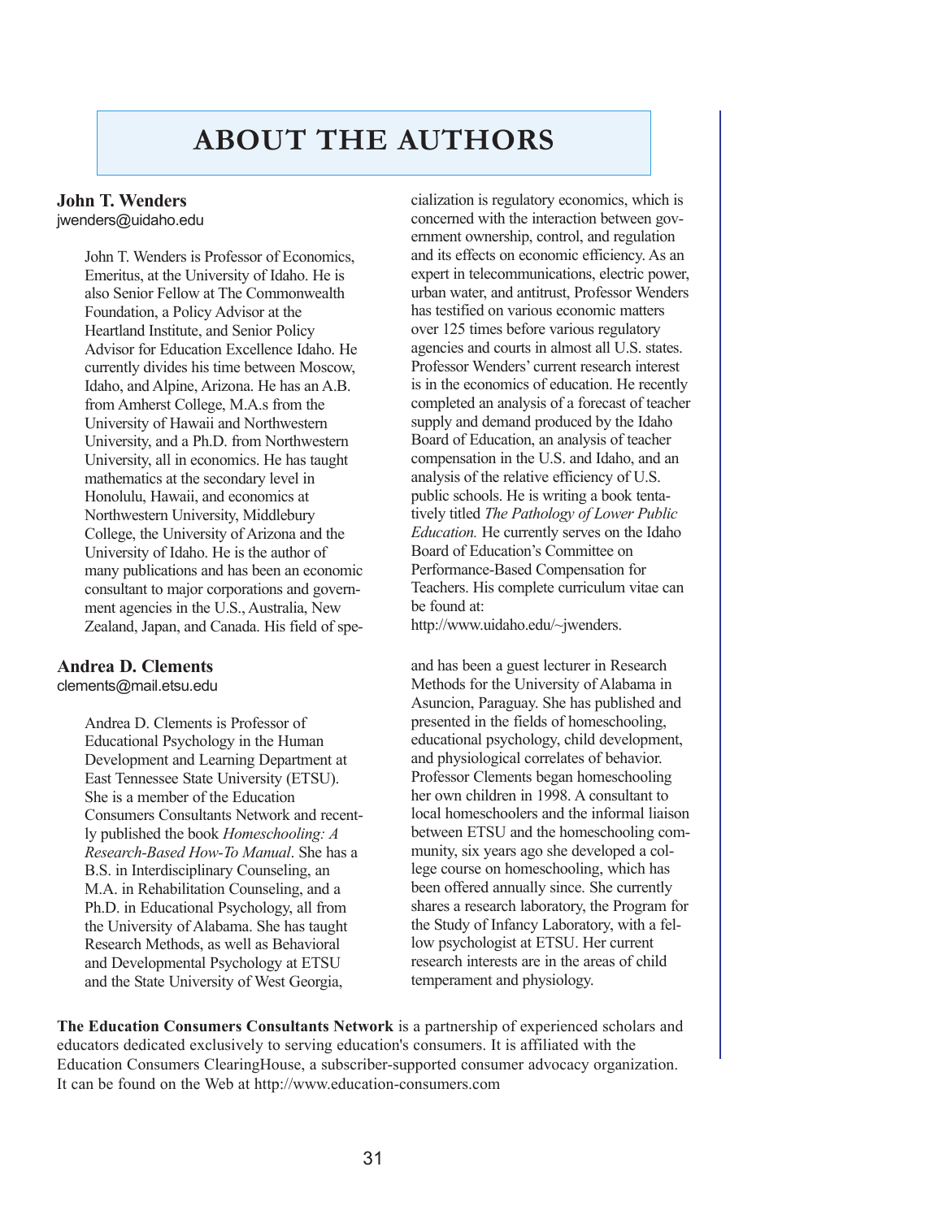# ABOUT THE AUTHORS

### John T. Wenders

jwenders@uidaho.edu

John T. Wenders is Professor of Economics, Emeritus, at the University of Idaho. He is also Senior Fellow at The Commonwealth Foundation, a Policy Advisor at the Heartland Institute, and Senior Policy Advisor for Education Excellence Idaho. He currently divides his time between Moscow, Idaho, and Alpine, Arizona. He has an A.B. from Amherst College, M.A.s from the University of Hawaii and Northwestern University, and a Ph.D. from Northwestern University, all in economics. He has taught mathematics at the secondary level in Honolulu, Hawaii, and economics at Northwestern University, Middlebury College, the University of Arizona and the University of Idaho. He is the author of many publications and has been an economic consultant to major corporations and government agencies in the U.S., Australia, New Zealand, Japan, and Canada. His field of specialization is regulatory economics, which is concerned with the interaction between government ownership, control, and regulation and its effects on economic efficiency. As an expert in telecommunications, electric power, urban water, and antitrust, Professor Wenders has testified on various economic matters over 125 times before various regulatory agencies and courts in almost all U.S. states. Professor Wenders' current research interest is in the economics of education. He recently completed an analysis of a forecast of teacher supply and demand produced by the Idaho Board of Education, an analysis of teacher compensation in the U.S. and Idaho, and an analysis of the relative efficiency of U.S. public schools. He is writing a book tentatively titled *The Pathology of Lower Public Education.* He currently serves on the Idaho Board of Education's Committee on Performance-Based Compensation for Teachers. His complete curriculum vitae can be found at:
http://www.uidaho.edu/~jwenders.

### Andrea D. Clements

clements@mail.etsu.edu

Andrea D. Clements is Professor of Educational Psychology in the Human Development and Learning Department at East Tennessee State University (ETSU). She is a member of the Education Consumers Consultants Network and recently published the book *Homeschooling: A Research-Based How-To Manual*. She has a B.S. in Interdisciplinary Counseling, an M.A. in Rehabilitation Counseling, and a Ph.D. in Educational Psychology, all from the University of Alabama. She has taught Research Methods, as well as Behavioral and Developmental Psychology at ETSU and the State University of West Georgia, and has been a guest lecturer in Research Methods for the University of Alabama in Asuncion, Paraguay. She has published and presented in the fields of homeschooling, educational psychology, child development, and physiological correlates of behavior. Professor Clements began homeschooling her own children in 1998. A consultant to local homeschoolers and the informal liaison between ETSU and the homeschooling community, six years ago she developed a college course on homeschooling, which has been offered annually since. She currently shares a research laboratory, the Program for the Study of Infancy Laboratory, with a fellow psychologist at ETSU. Her current research interests are in the areas of child temperament and physiology.

**The Education Consumers Consultants Network** is a partnership of experienced scholars and educators dedicated exclusively to serving education's consumers. It is affiliated with the Education Consumers ClearingHouse, a subscriber-supported consumer advocacy organization. It can be found on the Web at http://www.education-consumers.com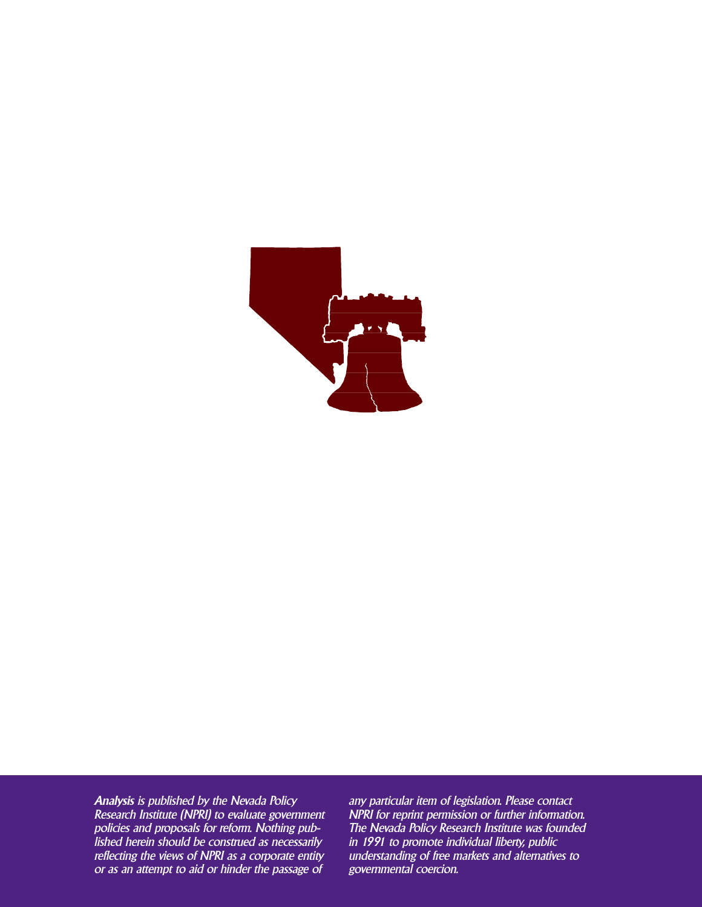*__Analysis__ is published by the Nevada Policy Research Institute (NPRI) to evaluate government policies and proposals for reform. Nothing published herein should be construed as necessarily reflecting the views of NPRI as a corporate entity or as an attempt to aid or hinder the passage of any particular item of legislation. Please contact NPRI for reprint permission or further information. The Nevada Policy Research Institute was founded in 1991 to promote individual liberty, public understanding of free markets and alternatives to governmental coercion.*